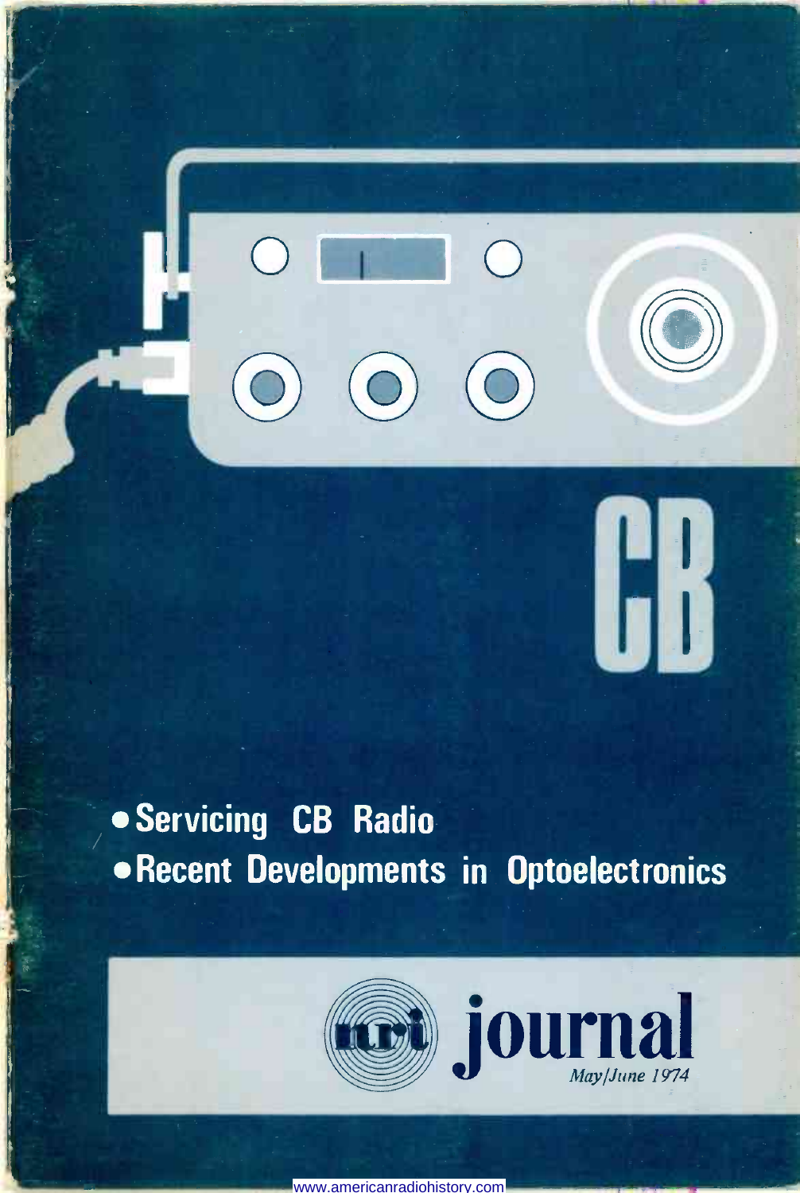# CB

- Servicing CB Radio
- Recent Developments in Optoelectronics

nri journal

May/June 1974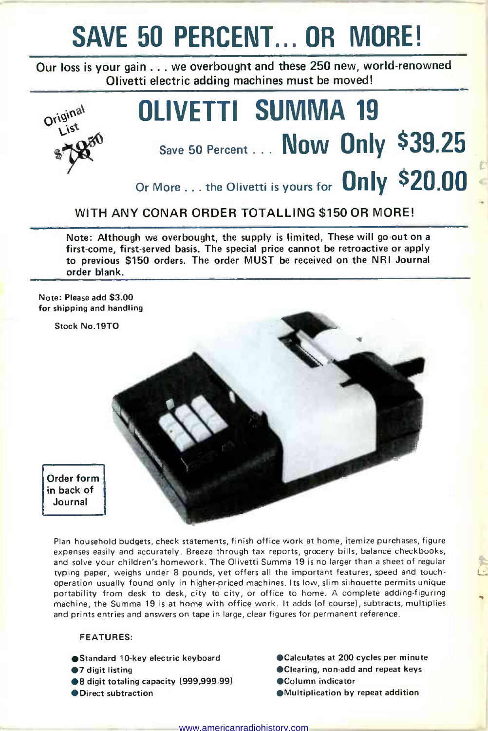# SAVE 50 PERCENT... OR MORE!

Our loss is your gain . . . we overbougnt and these 250 new, world-renowned Olivetti electric adding machines must be moved!

Original List ~~$78.50~~

# OLIVETTI SUMMA 19

Save 50 Percent . . . **Now Only $39.25**

Or More . . . the Olivetti is yours for **Only $20.00**

**WITH ANY CONAR ORDER TOTALLING $150 OR MORE!**

**Note: Although we overbought, the supply is limited. These will go out on a first-come, first-served basis. The special price cannot be retroactive or apply to previous $150 orders. The order MUST be received on the NRI Journal order blank.**

**Note: Please add $3.00 for shipping and handling**

Stock No.19TO

Order form in back of Journal

Plan household budgets, check statements, finish office work at home, itemize purchases, figure expenses easily and accurately. Breeze through tax reports, grocery bills, balance checkbooks, and solve your children's homework. The Olivetti Summa 19 is no larger than a sheet of regular typing paper, weighs under 8 pounds, yet offers all the important features, speed and touch-operation usually found only in higher-priced machines. Its low, slim silhouette permits unique portability from desk to desk, city to city, or office to home. A complete adding-figuring machine, the Summa 19 is at home with office work. It adds (of course), subtracts, multiplies and prints entries and answers on tape in large, clear figures for permanent reference.

**FEATURES:**

- Standard 10-key electric keyboard
- 7 digit listing
- 8 digit totaling capacity (999,999.99)
- Direct subtraction
- Calculates at 200 cycles per minute
- Clearing, non-add and repeat keys
- Column indicator
- Multiplication by repeat addition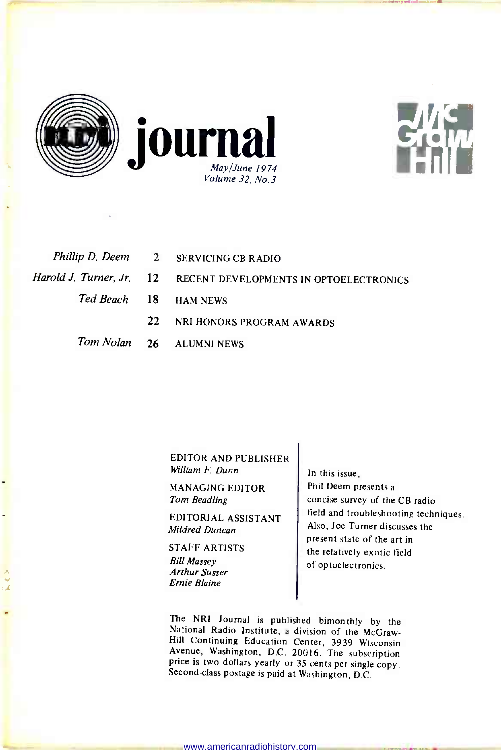# journal

*May/June 1974*
*Volume 32, No. 3*

| | | |
|---|---|---|
| *Phillip D. Deem* | 2 | SERVICING CB RADIO |
| *Harold J. Turner, Jr.* | 12 | RECENT DEVELOPMENTS IN OPTOELECTRONICS |
| *Ted Beach* | 18 | HAM NEWS |
| | 22 | NRI HONORS PROGRAM AWARDS |
| *Tom Nolan* | 26 | ALUMNI NEWS |

EDITOR AND PUBLISHER
*William F. Dunn*

MANAGING EDITOR
*Tom Beadling*

EDITORIAL ASSISTANT
*Mildred Duncan*

STAFF ARTISTS
*Bill Massey*
*Arthur Susser*
*Ernie Blaine*

In this issue, Phil Deem presents a concise survey of the CB radio field and troubleshooting techniques. Also, Joe Turner discusses the present state of the art in the relatively exotic field of optoelectronics.

The NRI Journal is published bimonthly by the National Radio Institute, a division of the McGraw-Hill Continuing Education Center, 3939 Wisconsin Avenue, Washington, D.C. 20016. The subscription price is two dollars yearly or 35 cents per single copy. Second-class postage is paid at Washington, D.C.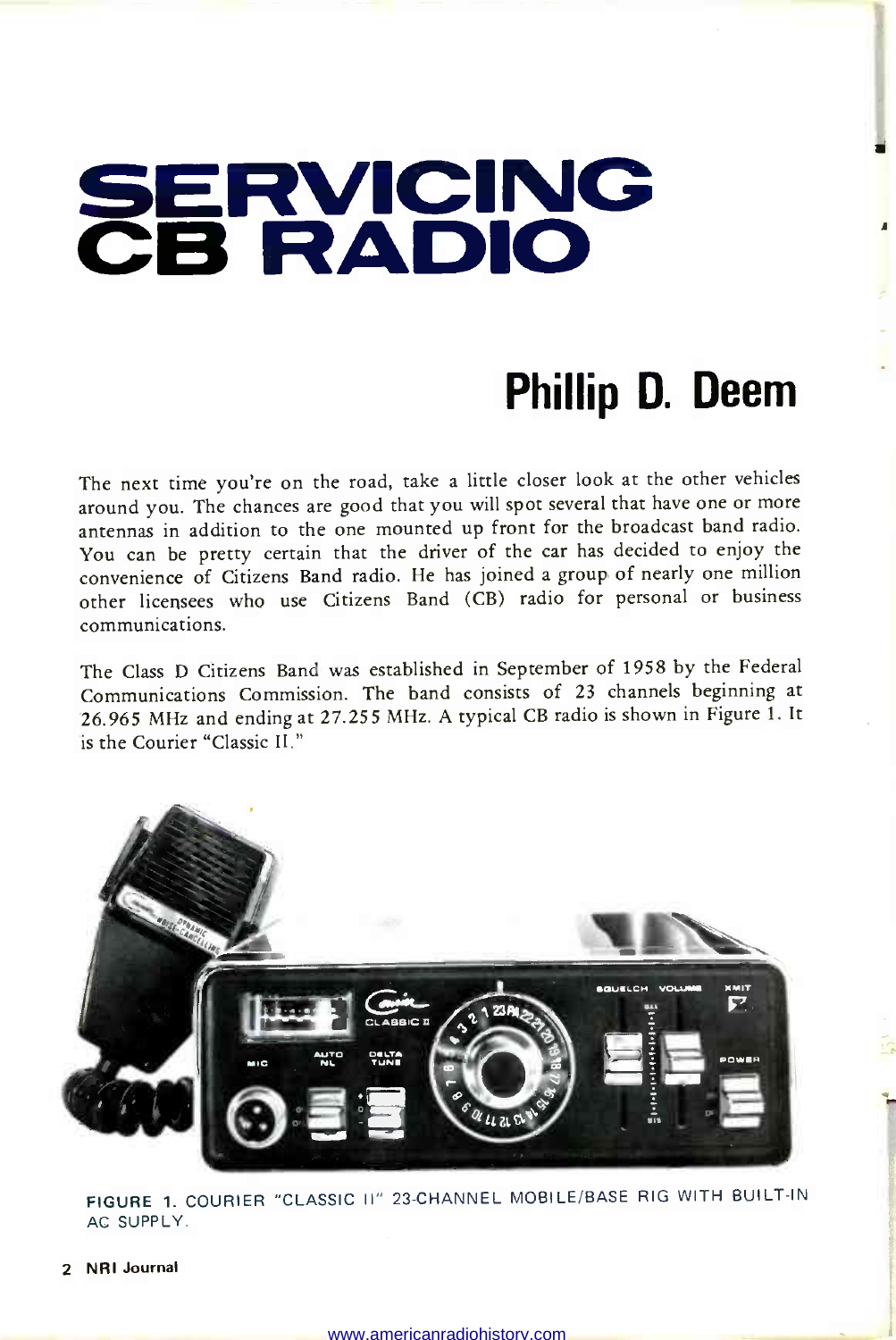# SERVICING CB RADIO

## Phillip D. Deem

The next time you're on the road, take a little closer look at the other vehicles around you. The chances are good that you will spot several that have one or more antennas in addition to the one mounted up front for the broadcast band radio. You can be pretty certain that the driver of the car has decided to enjoy the convenience of Citizens Band radio. He has joined a group of nearly one million other licensees who use Citizens Band (CB) radio for personal or business communications.

The Class D Citizens Band was established in September of 1958 by the Federal Communications Commission. The band consists of 23 channels beginning at 26.965 MHz and ending at 27.255 MHz. A typical CB radio is shown in Figure 1. It is the Courier "Classic II."

FIGURE 1. COURIER "CLASSIC II" 23-CHANNEL MOBILE/BASE RIG WITH BUILT-IN AC SUPPLY.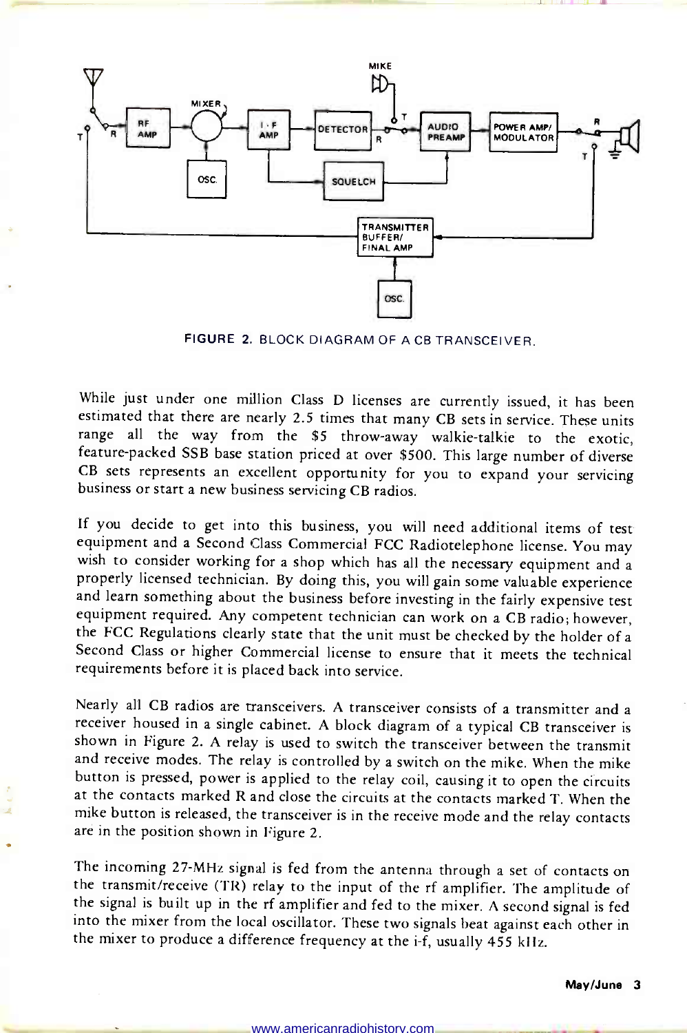FIGURE 2. BLOCK DIAGRAM OF A CB TRANSCEIVER.

While just under one million Class D licenses are currently issued, it has been estimated that there are nearly 2.5 times that many CB sets in service. These units range all the way from the $5 throw-away walkie-talkie to the exotic, feature-packed SSB base station priced at over $500. This large number of diverse CB sets represents an excellent opportunity for you to expand your servicing business or start a new business servicing CB radios.

If you decide to get into this business, you will need additional items of test equipment and a Second Class Commercial FCC Radiotelephone license. You may wish to consider working for a shop which has all the necessary equipment and a properly licensed technician. By doing this, you will gain some valuable experience and learn something about the business before investing in the fairly expensive test equipment required. Any competent technician can work on a CB radio; however, the FCC Regulations clearly state that the unit must be checked by the holder of a Second Class or higher Commercial license to ensure that it meets the technical requirements before it is placed back into service.

Nearly all CB radios are transceivers. A transceiver consists of a transmitter and a receiver housed in a single cabinet. A block diagram of a typical CB transceiver is shown in Figure 2. A relay is used to switch the transceiver between the transmit and receive modes. The relay is controlled by a switch on the mike. When the mike button is pressed, power is applied to the relay coil, causing it to open the circuits at the contacts marked R and close the circuits at the contacts marked T. When the mike button is released, the transceiver is in the receive mode and the relay contacts are in the position shown in Figure 2.

The incoming 27-MHz signal is fed from the antenna through a set of contacts on the transmit/receive (TR) relay to the input of the rf amplifier. The amplitude of the signal is built up in the rf amplifier and fed to the mixer. A second signal is fed into the mixer from the local oscillator. These two signals beat against each other in the mixer to produce a difference frequency at the i-f, usually 455 kHz.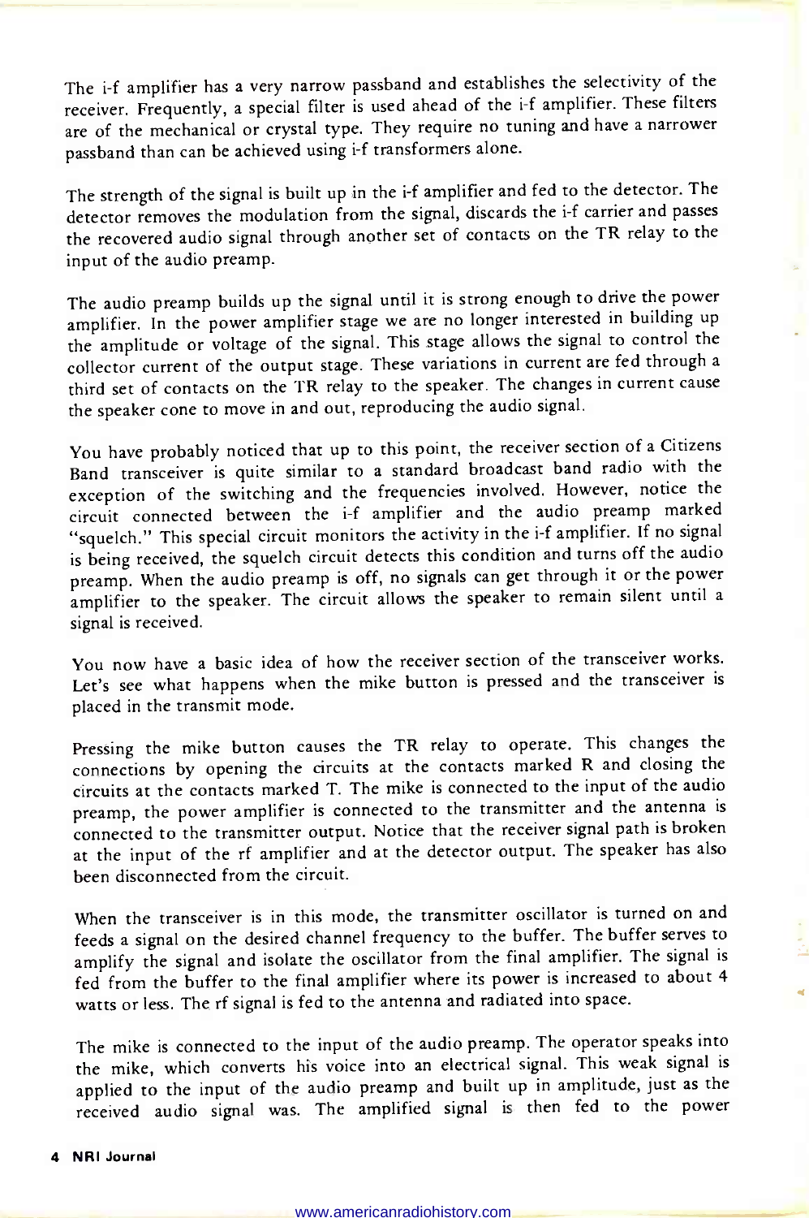The i-f amplifier has a very narrow passband and establishes the selectivity of the receiver. Frequently, a special filter is used ahead of the i-f amplifier. These filters are of the mechanical or crystal type. They require no tuning and have a narrower passband than can be achieved using i-f transformers alone.

The strength of the signal is built up in the i-f amplifier and fed to the detector. The detector removes the modulation from the signal, discards the i-f carrier and passes the recovered audio signal through another set of contacts on the TR relay to the input of the audio preamp.

The audio preamp builds up the signal until it is strong enough to drive the power amplifier. In the power amplifier stage we are no longer interested in building up the amplitude or voltage of the signal. This stage allows the signal to control the collector current of the output stage. These variations in current are fed through a third set of contacts on the TR relay to the speaker. The changes in current cause the speaker cone to move in and out, reproducing the audio signal.

You have probably noticed that up to this point, the receiver section of a Citizens Band transceiver is quite similar to a standard broadcast band radio with the exception of the switching and the frequencies involved. However, notice the circuit connected between the i-f amplifier and the audio preamp marked "squelch." This special circuit monitors the activity in the i-f amplifier. If no signal is being received, the squelch circuit detects this condition and turns off the audio preamp. When the audio preamp is off, no signals can get through it or the power amplifier to the speaker. The circuit allows the speaker to remain silent until a signal is received.

You now have a basic idea of how the receiver section of the transceiver works. Let's see what happens when the mike button is pressed and the transceiver is placed in the transmit mode.

Pressing the mike button causes the TR relay to operate. This changes the connections by opening the circuits at the contacts marked R and closing the circuits at the contacts marked T. The mike is connected to the input of the audio preamp, the power amplifier is connected to the transmitter and the antenna is connected to the transmitter output. Notice that the receiver signal path is broken at the input of the rf amplifier and at the detector output. The speaker has also been disconnected from the circuit.

When the transceiver is in this mode, the transmitter oscillator is turned on and feeds a signal on the desired channel frequency to the buffer. The buffer serves to amplify the signal and isolate the oscillator from the final amplifier. The signal is fed from the buffer to the final amplifier where its power is increased to about 4 watts or less. The rf signal is fed to the antenna and radiated into space.

The mike is connected to the input of the audio preamp. The operator speaks into the mike, which converts his voice into an electrical signal. This weak signal is applied to the input of the audio preamp and built up in amplitude, just as the received audio signal was. The amplified signal is then fed to the power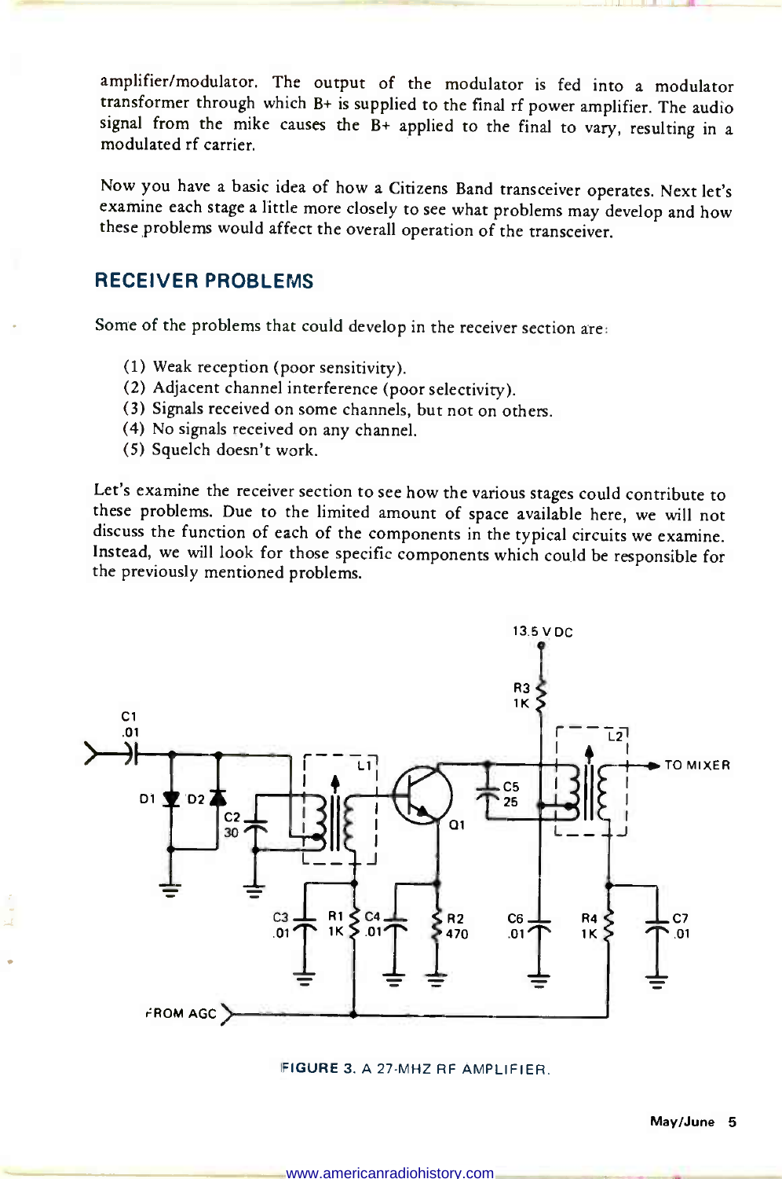amplifier/modulator. The output of the modulator is fed into a modulator transformer through which B+ is supplied to the final rf power amplifier. The audio signal from the mike causes the B+ applied to the final to vary, resulting in a modulated rf carrier.

Now you have a basic idea of how a Citizens Band transceiver operates. Next let's examine each stage a little more closely to see what problems may develop and how these problems would affect the overall operation of the transceiver.

## RECEIVER PROBLEMS

Some of the problems that could develop in the receiver section are:

(1) Weak reception (poor sensitivity).
(2) Adjacent channel interference (poor selectivity).
(3) Signals received on some channels, but not on others.
(4) No signals received on any channel.
(5) Squelch doesn't work.

Let's examine the receiver section to see how the various stages could contribute to these problems. Due to the limited amount of space available here, we will not discuss the function of each of the components in the typical circuits we examine. Instead, we will look for those specific components which could be responsible for the previously mentioned problems.

FIGURE 3. A 27-MHZ RF AMPLIFIER.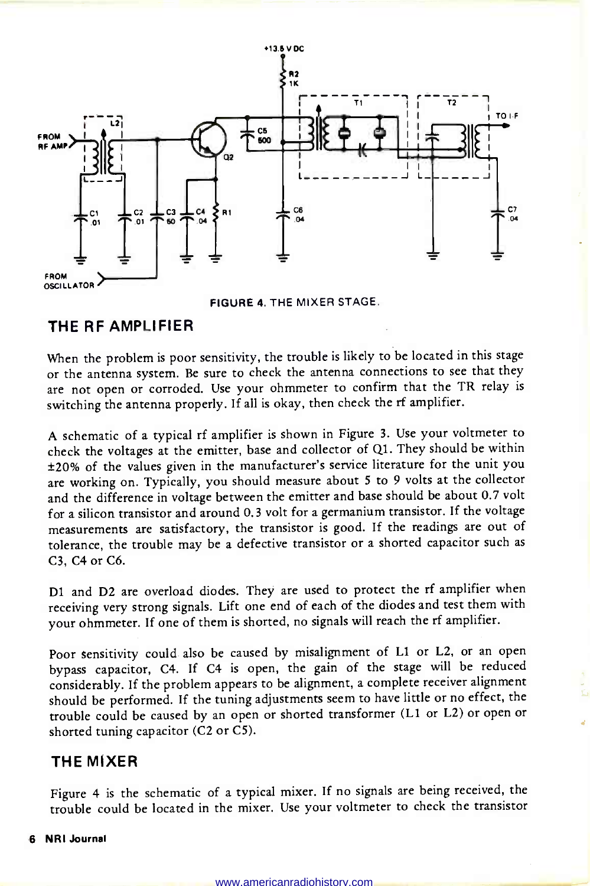FIGURE 4. THE MIXER STAGE.

## THE RF AMPLIFIER

When the problem is poor sensitivity, the trouble is likely to be located in this stage or the antenna system. Be sure to check the antenna connections to see that they are not open or corroded. Use your ohmmeter to confirm that the TR relay is switching the antenna properly. If all is okay, then check the rf amplifier.

A schematic of a typical rf amplifier is shown in Figure 3. Use your voltmeter to check the voltages at the emitter, base and collector of Q1. They should be within ±20% of the values given in the manufacturer's service literature for the unit you are working on. Typically, you should measure about 5 to 9 volts at the collector and the difference in voltage between the emitter and base should be about 0.7 volt for a silicon transistor and around 0.3 volt for a germanium transistor. If the voltage measurements are satisfactory, the transistor is good. If the readings are out of tolerance, the trouble may be a defective transistor or a shorted capacitor such as C3, C4 or C6.

D1 and D2 are overload diodes. They are used to protect the rf amplifier when receiving very strong signals. Lift one end of each of the diodes and test them with your ohmmeter. If one of them is shorted, no signals will reach the rf amplifier.

Poor sensitivity could also be caused by misalignment of L1 or L2, or an open bypass capacitor, C4. If C4 is open, the gain of the stage will be reduced considerably. If the problem appears to be alignment, a complete receiver alignment should be performed. If the tuning adjustments seem to have little or no effect, the trouble could be caused by an open or shorted transformer (L1 or L2) or open or shorted tuning capacitor (C2 or C5).

## THE MIXER

Figure 4 is the schematic of a typical mixer. If no signals are being received, the trouble could be located in the mixer. Use your voltmeter to check the transistor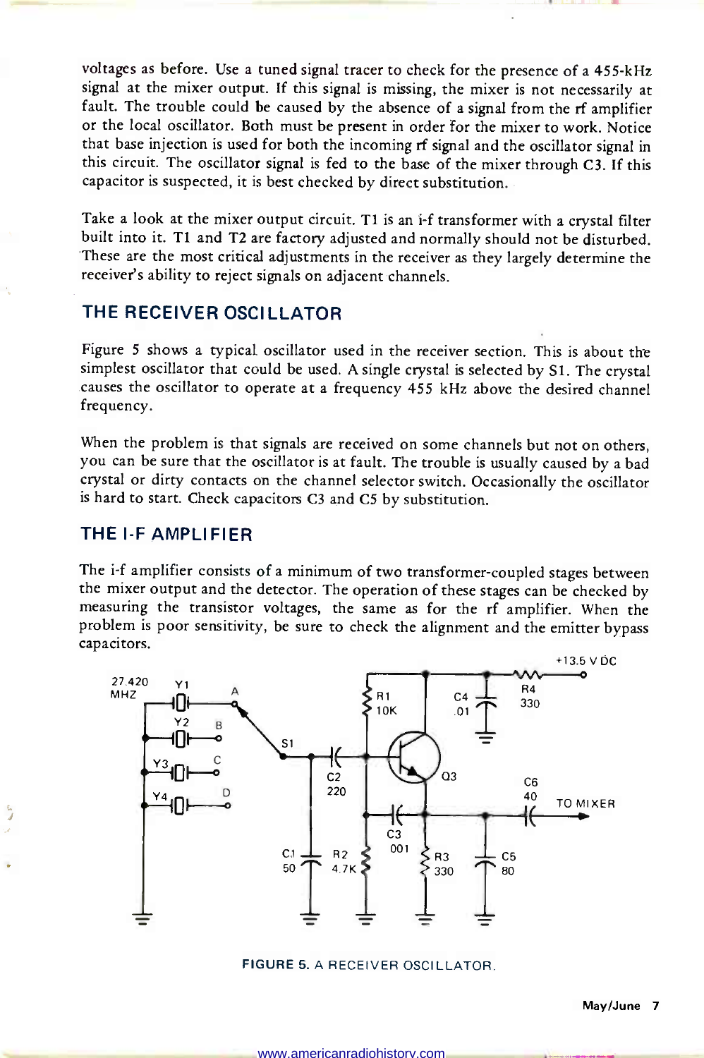voltages as before. Use a tuned signal tracer to check for the presence of a 455-kHz signal at the mixer output. If this signal is missing, the mixer is not necessarily at fault. The trouble could be caused by the absence of a signal from the rf amplifier or the local oscillator. Both must be present in order for the mixer to work. Notice that base injection is used for both the incoming rf signal and the oscillator signal in this circuit. The oscillator signal is fed to the base of the mixer through C3. If this capacitor is suspected, it is best checked by direct substitution.

Take a look at the mixer output circuit. T1 is an i-f transformer with a crystal filter built into it. T1 and T2 are factory adjusted and normally should not be disturbed. These are the most critical adjustments in the receiver as they largely determine the receiver's ability to reject signals on adjacent channels.

## THE RECEIVER OSCILLATOR

Figure 5 shows a typical oscillator used in the receiver section. This is about the simplest oscillator that could be used. A single crystal is selected by S1. The crystal causes the oscillator to operate at a frequency 455 kHz above the desired channel frequency.

When the problem is that signals are received on some channels but not on others, you can be sure that the oscillator is at fault. The trouble is usually caused by a bad crystal or dirty contacts on the channel selector switch. Occasionally the oscillator is hard to start. Check capacitors C3 and C5 by substitution.

## THE I-F AMPLIFIER

The i-f amplifier consists of a minimum of two transformer-coupled stages between the mixer output and the detector. The operation of these stages can be checked by measuring the transistor voltages, the same as for the rf amplifier. When the problem is poor sensitivity, be sure to check the alignment and the emitter bypass capacitors.

FIGURE 5. A RECEIVER OSCILLATOR.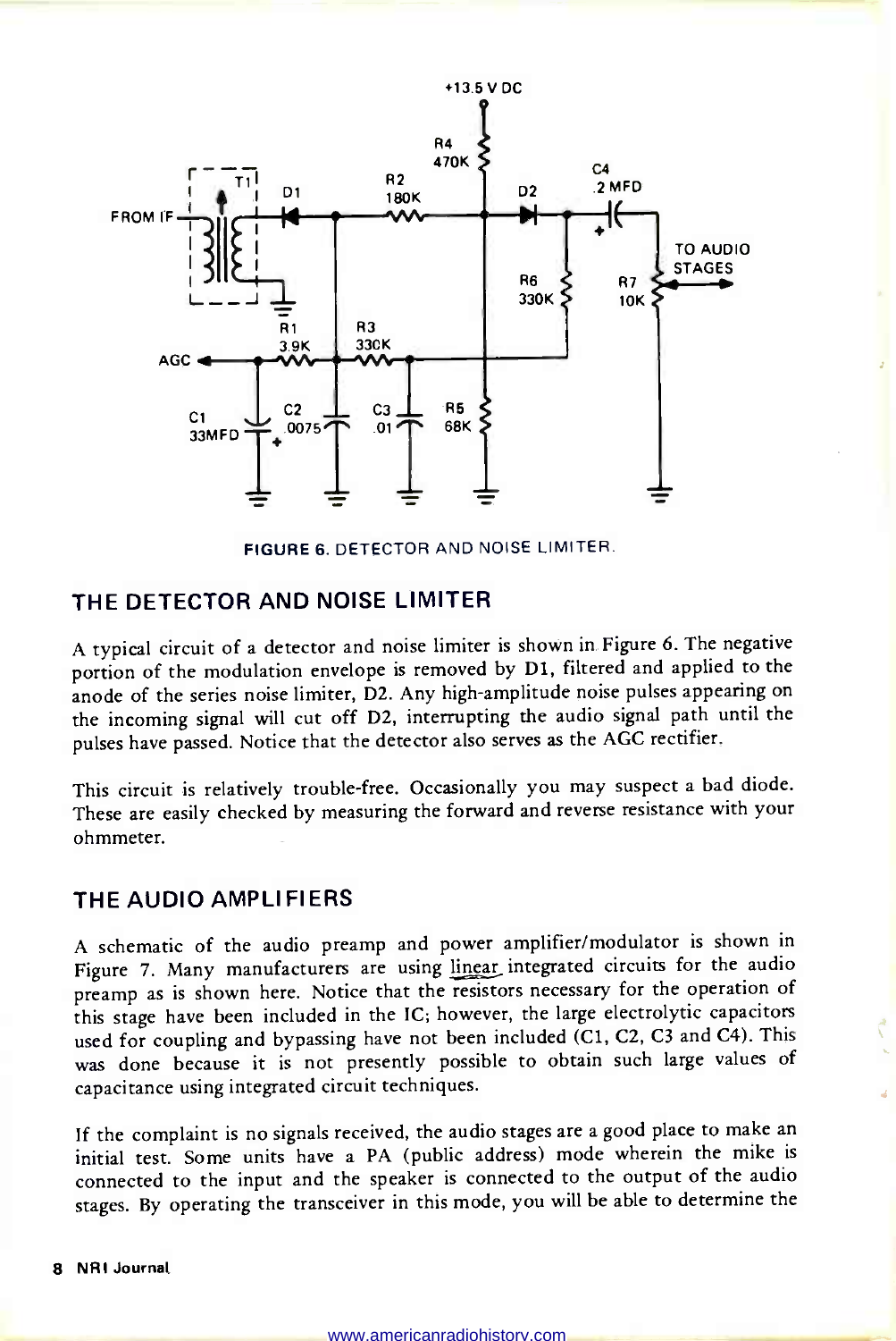FIGURE 6. DETECTOR AND NOISE LIMITER.

## THE DETECTOR AND NOISE LIMITER

A typical circuit of a detector and noise limiter is shown in Figure 6. The negative portion of the modulation envelope is removed by D1, filtered and applied to the anode of the series noise limiter, D2. Any high-amplitude noise pulses appearing on the incoming signal will cut off D2, interrupting the audio signal path until the pulses have passed. Notice that the detector also serves as the AGC rectifier.

This circuit is relatively trouble-free. Occasionally you may suspect a bad diode. These are easily checked by measuring the forward and reverse resistance with your ohmmeter.

## THE AUDIO AMPLIFIERS

A schematic of the audio preamp and power amplifier/modulator is shown in Figure 7. Many manufacturers are using linear integrated circuits for the audio preamp as is shown here. Notice that the resistors necessary for the operation of this stage have been included in the IC; however, the large electrolytic capacitors used for coupling and bypassing have not been included (C1, C2, C3 and C4). This was done because it is not presently possible to obtain such large values of capacitance using integrated circuit techniques.

If the complaint is no signals received, the audio stages are a good place to make an initial test. Some units have a PA (public address) mode wherein the mike is connected to the input and the speaker is connected to the output of the audio stages. By operating the transceiver in this mode, you will be able to determine the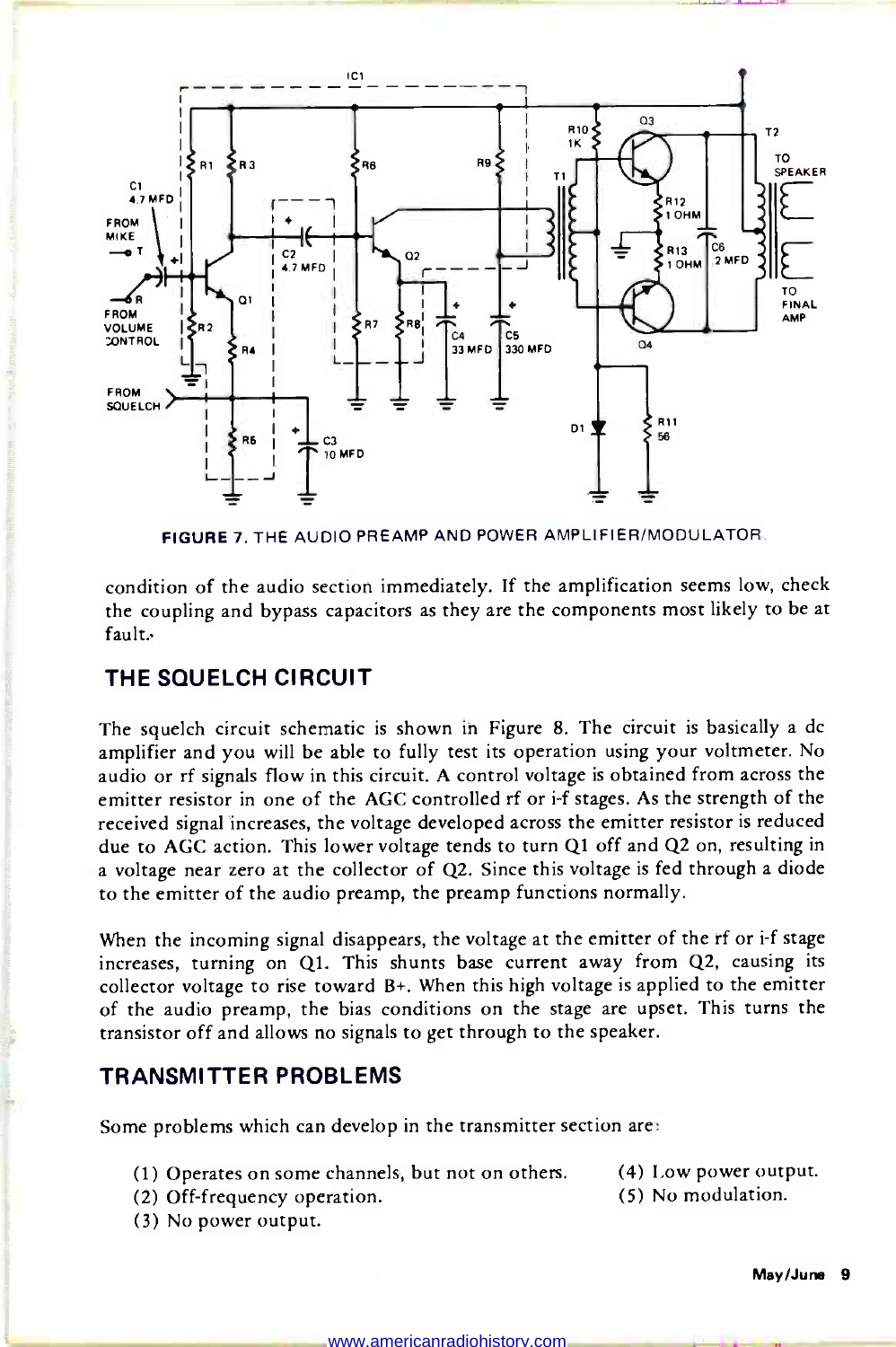FIGURE 7. THE AUDIO PREAMP AND POWER AMPLIFIER/MODULATOR.

condition of the audio section immediately. If the amplification seems low, check the coupling and bypass capacitors as they are the components most likely to be at fault.

## THE SQUELCH CIRCUIT

The squelch circuit schematic is shown in Figure 8. The circuit is basically a dc amplifier and you will be able to fully test its operation using your voltmeter. No audio or rf signals flow in this circuit. A control voltage is obtained from across the emitter resistor in one of the AGC controlled rf or i-f stages. As the strength of the received signal increases, the voltage developed across the emitter resistor is reduced due to AGC action. This lower voltage tends to turn Q1 off and Q2 on, resulting in a voltage near zero at the collector of Q2. Since this voltage is fed through a diode to the emitter of the audio preamp, the preamp functions normally.

When the incoming signal disappears, the voltage at the emitter of the rf or i-f stage increases, turning on Q1. This shunts base current away from Q2, causing its collector voltage to rise toward B+. When this high voltage is applied to the emitter of the audio preamp, the bias conditions on the stage are upset. This turns the transistor off and allows no signals to get through to the speaker.

## TRANSMITTER PROBLEMS

Some problems which can develop in the transmitter section are:

(1) Operates on some channels, but not on others.
(2) Off-frequency operation.
(3) No power output.
(4) Low power output.
(5) No modulation.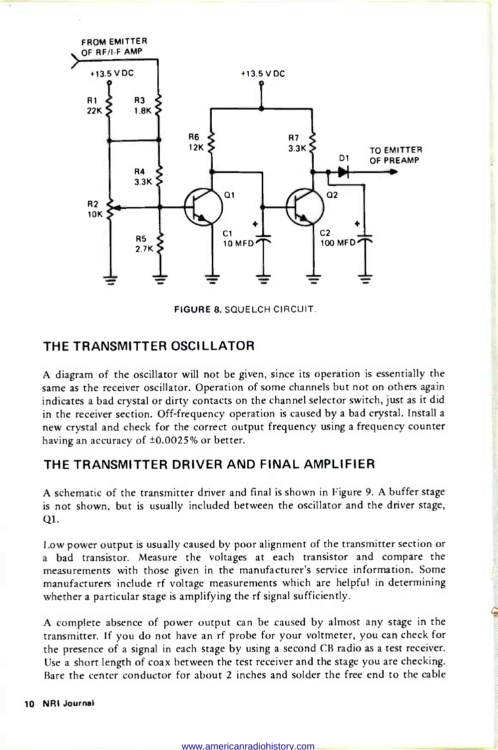FIGURE 8. SQUELCH CIRCUIT.

## THE TRANSMITTER OSCILLATOR

A diagram of the oscillator will not be given, since its operation is essentially the same as the receiver oscillator. Operation of some channels but not on others again indicates a bad crystal or dirty contacts on the channel selector switch, just as it did in the receiver section. Off-frequency operation is caused by a bad crystal. Install a new crystal and check for the correct output frequency using a frequency counter having an accuracy of ±0.0025% or better.

## THE TRANSMITTER DRIVER AND FINAL AMPLIFIER

A schematic of the transmitter driver and final is shown in Figure 9. A buffer stage is not shown, but is usually included between the oscillator and the driver stage, Q1.

Low power output is usually caused by poor alignment of the transmitter section or a bad transistor. Measure the voltages at each transistor and compare the measurements with those given in the manufacturer's service information. Some manufacturers include rf voltage measurements which are helpful in determining whether a particular stage is amplifying the rf signal sufficiently.

A complete absence of power output can be caused by almost any stage in the transmitter. If you do not have an rf probe for your voltmeter, you can check for the presence of a signal in each stage by using a second CB radio as a test receiver. Use a short length of coax between the test receiver and the stage you are checking. Bare the center conductor for about 2 inches and solder the free end to the cable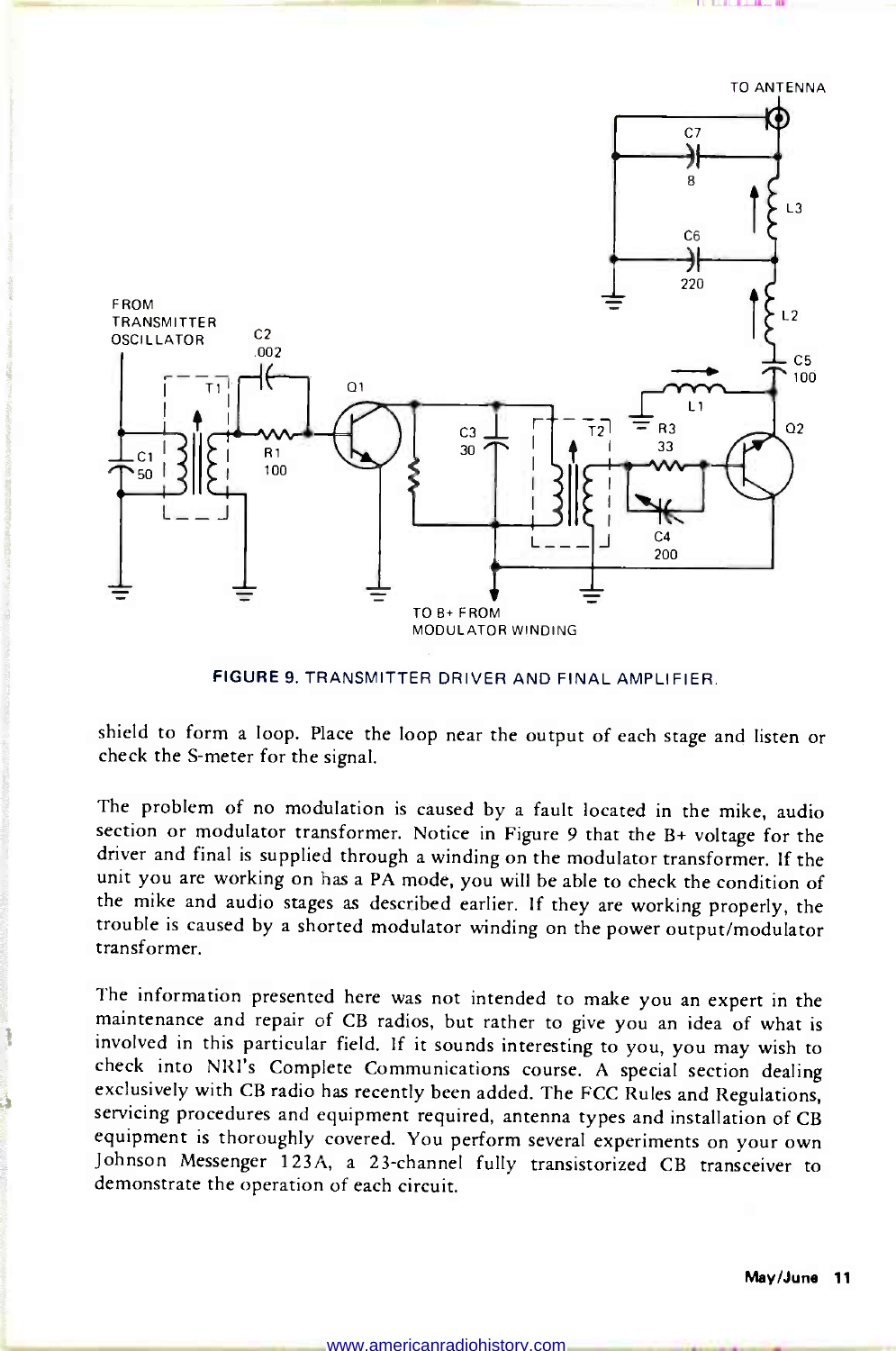FIGURE 9. TRANSMITTER DRIVER AND FINAL AMPLIFIER.

shield to form a loop. Place the loop near the output of each stage and listen or check the S-meter for the signal.

The problem of no modulation is caused by a fault located in the mike, audio section or modulator transformer. Notice in Figure 9 that the B+ voltage for the driver and final is supplied through a winding on the modulator transformer. If the unit you are working on has a PA mode, you will be able to check the condition of the mike and audio stages as described earlier. If they are working properly, the trouble is caused by a shorted modulator winding on the power output/modulator transformer.

The information presented here was not intended to make you an expert in the maintenance and repair of CB radios, but rather to give you an idea of what is involved in this particular field. If it sounds interesting to you, you may wish to check into NRI's Complete Communications course. A special section dealing exclusively with CB radio has recently been added. The FCC Rules and Regulations, servicing procedures and equipment required, antenna types and installation of CB equipment is thoroughly covered. You perform several experiments on your own Johnson Messenger 123A, a 23-channel fully transistorized CB transceiver to demonstrate the operation of each circuit.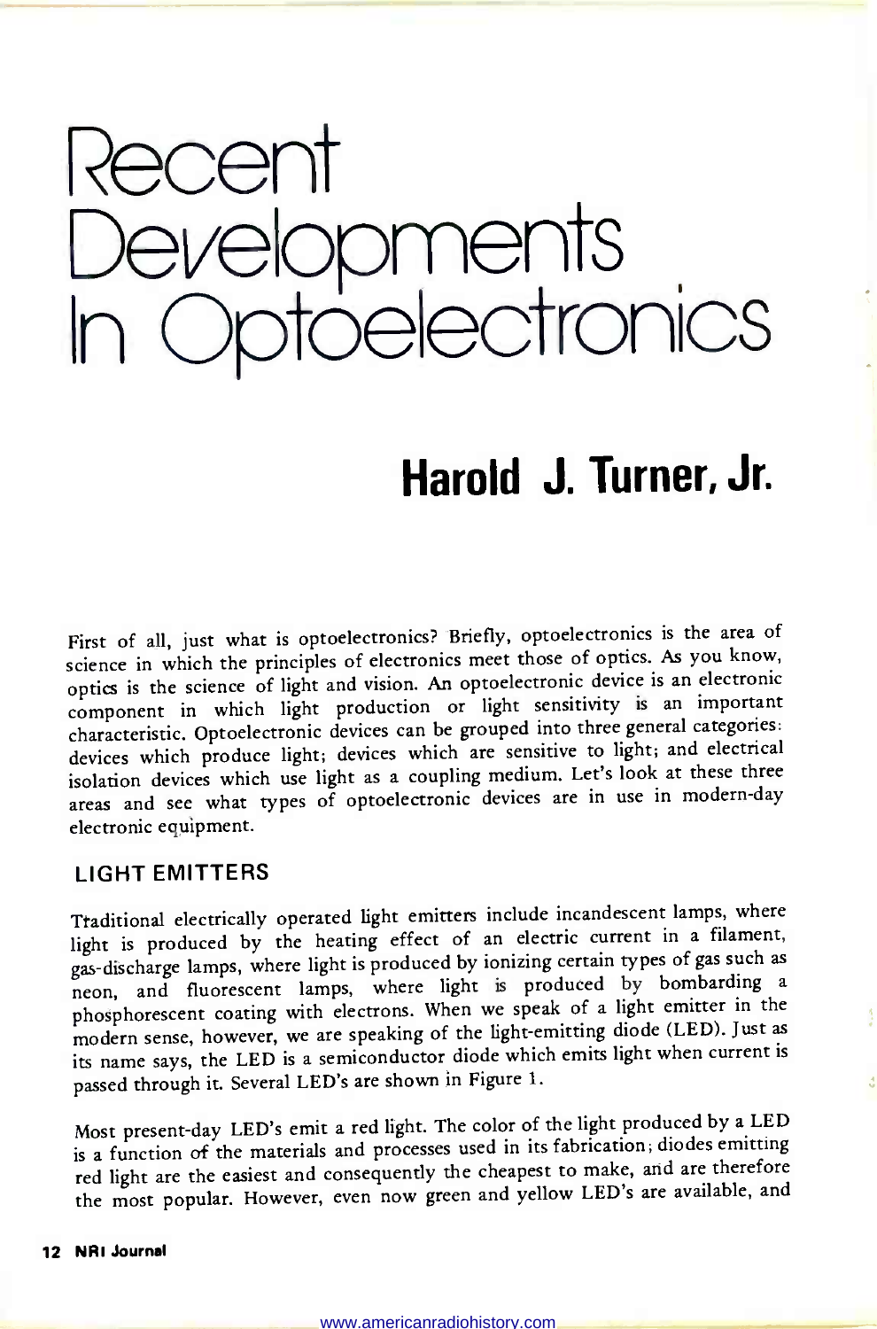# Recent Developments In Optoelectronics

## Harold J. Turner, Jr.

First of all, just what is optoelectronics? Briefly, optoelectronics is the area of science in which the principles of electronics meet those of optics. As you know, optics is the science of light and vision. An optoelectronic device is an electronic component in which light production or light sensitivity is an important characteristic. Optoelectronic devices can be grouped into three general categories: devices which produce light; devices which are sensitive to light; and electrical isolation devices which use light as a coupling medium. Let's look at these three areas and see what types of optoelectronic devices are in use in modern-day electronic equipment.

### LIGHT EMITTERS

Traditional electrically operated light emitters include incandescent lamps, where light is produced by the heating effect of an electric current in a filament, gas-discharge lamps, where light is produced by ionizing certain types of gas such as neon, and fluorescent lamps, where light is produced by bombarding a phosphorescent coating with electrons. When we speak of a light emitter in the modern sense, however, we are speaking of the light-emitting diode (LED). Just as its name says, the LED is a semiconductor diode which emits light when current is passed through it. Several LED's are shown in Figure 1.

Most present-day LED's emit a red light. The color of the light produced by a LED is a function of the materials and processes used in its fabrication; diodes emitting red light are the easiest and consequently the cheapest to make, and are therefore the most popular. However, even now green and yellow LED's are available, and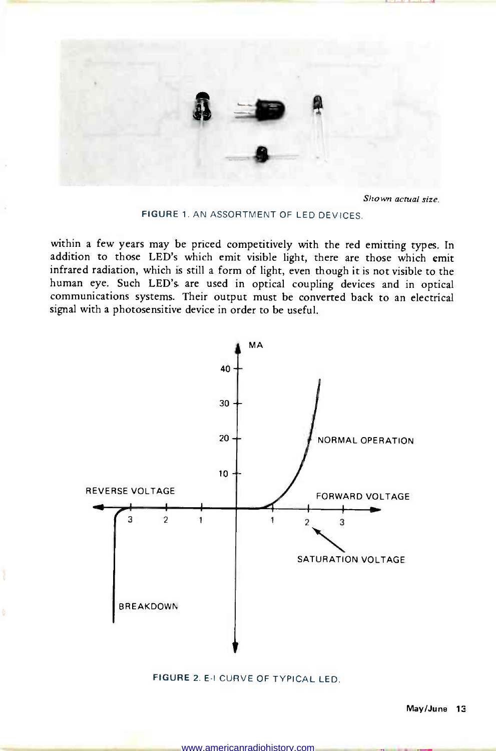*Shown actual size.*

**FIGURE 1.** AN ASSORTMENT OF LED DEVICES.

within a few years may be priced competitively with the red emitting types. In addition to those LED's which emit visible light, there are those which emit infrared radiation, which is still a form of light, even though it is not visible to the human eye. Such LED's are used in optical coupling devices and in optical communications systems. Their output must be converted back to an electrical signal with a photosensitive device in order to be useful.

**FIGURE 2.** E-I CURVE OF TYPICAL LED.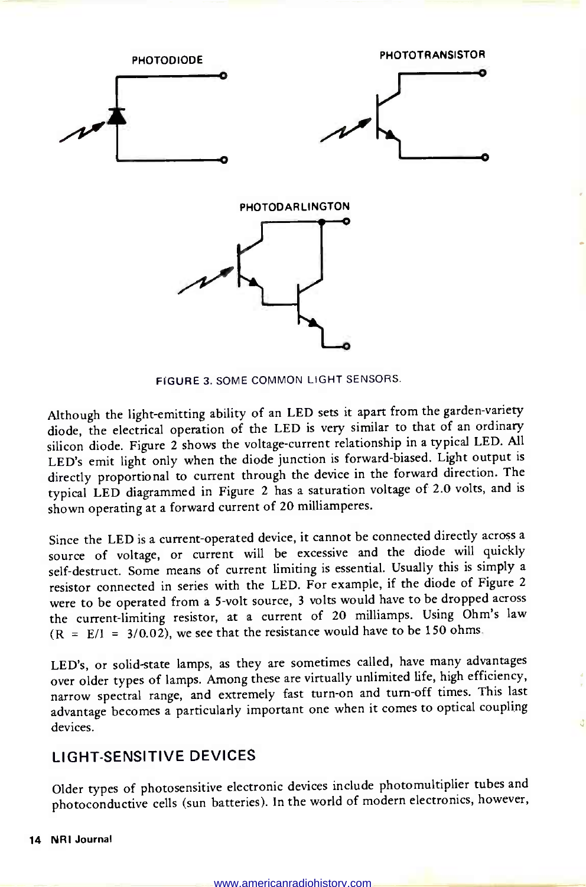PHOTODIODE

PHOTOTRANSISTOR

PHOTODARLINGTON

FIGURE 3. SOME COMMON LIGHT SENSORS.

Although the light-emitting ability of an LED sets it apart from the garden-variety diode, the electrical operation of the LED is very similar to that of an ordinary silicon diode. Figure 2 shows the voltage-current relationship in a typical LED. All LED's emit light only when the diode junction is forward-biased. Light output is directly proportional to current through the device in the forward direction. The typical LED diagrammed in Figure 2 has a saturation voltage of 2.0 volts, and is shown operating at a forward current of 20 milliamperes.

Since the LED is a current-operated device, it cannot be connected directly across a source of voltage, or current will be excessive and the diode will quickly self-destruct. Some means of current limiting is essential. Usually this is simply a resistor connected in series with the LED. For example, if the diode of Figure 2 were to be operated from a 5-volt source, 3 volts would have to be dropped across the current-limiting resistor, at a current of 20 milliamps. Using Ohm's law ($R = E/I = 3/0.02$), we see that the resistance would have to be 150 ohms.

LED's, or solid-state lamps, as they are sometimes called, have many advantages over older types of lamps. Among these are virtually unlimited life, high efficiency, narrow spectral range, and extremely fast turn-on and turn-off times. This last advantage becomes a particularly important one when it comes to optical coupling devices.

## LIGHT-SENSITIVE DEVICES

Older types of photosensitive electronic devices include photomultiplier tubes and photoconductive cells (sun batteries). In the world of modern electronics, however,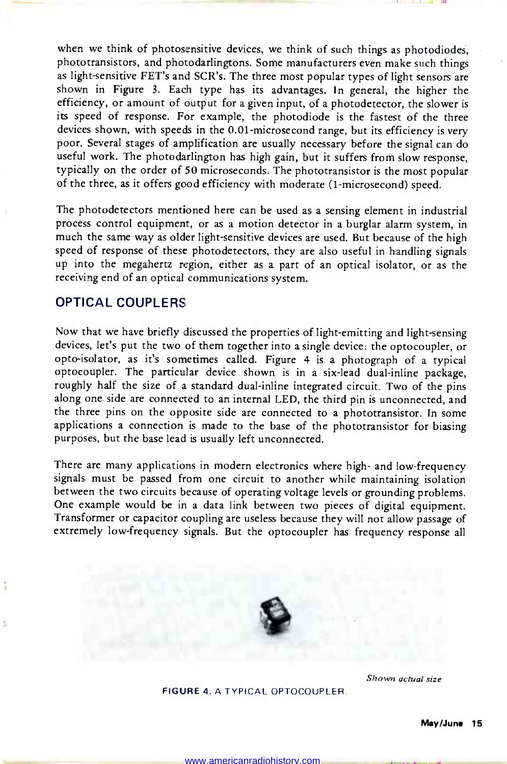when we think of photosensitive devices, we think of such things as photodiodes, phototransistors, and photodarlingtons. Some manufacturers even make such things as light-sensitive FET's and SCR's. The three most popular types of light sensors are shown in Figure 3. Each type has its advantages. In general, the higher the efficiency, or amount of output for a given input, of a photodetector, the slower is its speed of response. For example, the photodiode is the fastest of the three devices shown, with speeds in the 0.01-microsecond range, but its efficiency is very poor. Several stages of amplification are usually necessary before the signal can do useful work. The photodarlington has high gain, but it suffers from slow response, typically on the order of 50 microseconds. The phototransistor is the most popular of the three, as it offers good efficiency with moderate (1-microsecond) speed.

The photodetectors mentioned here can be used as a sensing element in industrial process control equipment, or as a motion detector in a burglar alarm system, in much the same way as older light-sensitive devices are used. But because of the high speed of response of these photodetectors, they are also useful in handling signals up into the megahertz region, either as a part of an optical isolator, or as the receiving end of an optical communications system.

## OPTICAL COUPLERS

Now that we have briefly discussed the properties of light-emitting and light-sensing devices, let's put the two of them together into a single device: the optocoupler, or opto-isolator, as it's sometimes called. Figure 4 is a photograph of a typical optocoupler. The particular device shown is in a six-lead dual-inline package, roughly half the size of a standard dual-inline integrated circuit. Two of the pins along one side are connected to an internal LED, the third pin is unconnected, and the three pins on the opposite side are connected to a phototransistor. In some applications a connection is made to the base of the phototransistor for biasing purposes, but the base lead is usually left unconnected.

There are many applications in modern electronics where high- and low-frequency signals must be passed from one circuit to another while maintaining isolation between the two circuits because of operating voltage levels or grounding problems. One example would be in a data link between two pieces of digital equipment. Transformer or capacitor coupling are useless because they will not allow passage of extremely low-frequency signals. But the optocoupler has frequency response all

*Shown actual size*

FIGURE 4. A TYPICAL OPTOCOUPLER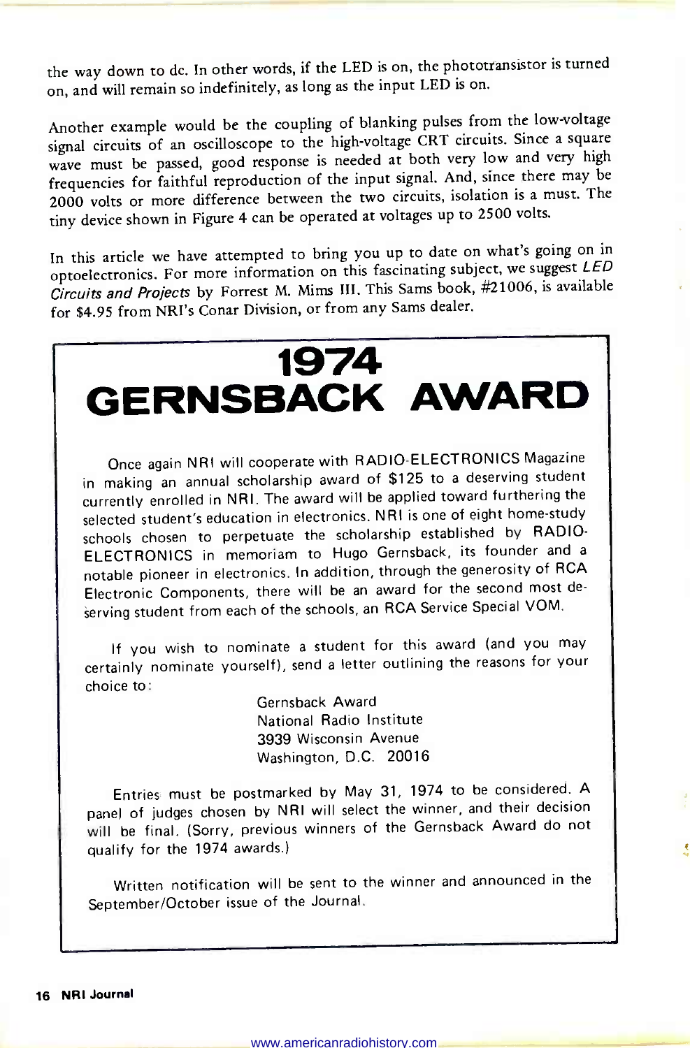the way down to dc. In other words, if the LED is on, the phototransistor is turned on, and will remain so indefinitely, as long as the input LED is on.

Another example would be the coupling of blanking pulses from the low-voltage signal circuits of an oscilloscope to the high-voltage CRT circuits. Since a square wave must be passed, good response is needed at both very low and very high frequencies for faithful reproduction of the input signal. And, since there may be 2000 volts or more difference between the two circuits, isolation is a must. The tiny device shown in Figure 4 can be operated at voltages up to 2500 volts.

In this article we have attempted to bring you up to date on what's going on in optoelectronics. For more information on this fascinating subject, we suggest *LED Circuits and Projects* by Forrest M. Mims III. This Sams book, #21006, is available for $4.95 from NRI's Conar Division, or from any Sams dealer.

# 1974 GERNSBACK AWARD

Once again NRI will cooperate with RADIO-ELECTRONICS Magazine in making an annual scholarship award of $125 to a deserving student currently enrolled in NRI. The award will be applied toward furthering the selected student's education in electronics. NRI is one of eight home-study schools chosen to perpetuate the scholarship established by RADIO-ELECTRONICS in memoriam to Hugo Gernsback, its founder and a notable pioneer in electronics. In addition, through the generosity of RCA Electronic Components, there will be an award for the second most deserving student from each of the schools, an RCA Service Special VOM.

If you wish to nominate a student for this award (and you may certainly nominate yourself), send a letter outlining the reasons for your choice to:

Gernsback Award
National Radio Institute
3939 Wisconsin Avenue
Washington, D.C. 20016

Entries must be postmarked by May 31, 1974 to be considered. A panel of judges chosen by NRI will select the winner, and their decision will be final. (Sorry, previous winners of the Gernsback Award do not qualify for the 1974 awards.)

Written notification will be sent to the winner and announced in the September/October issue of the Journal.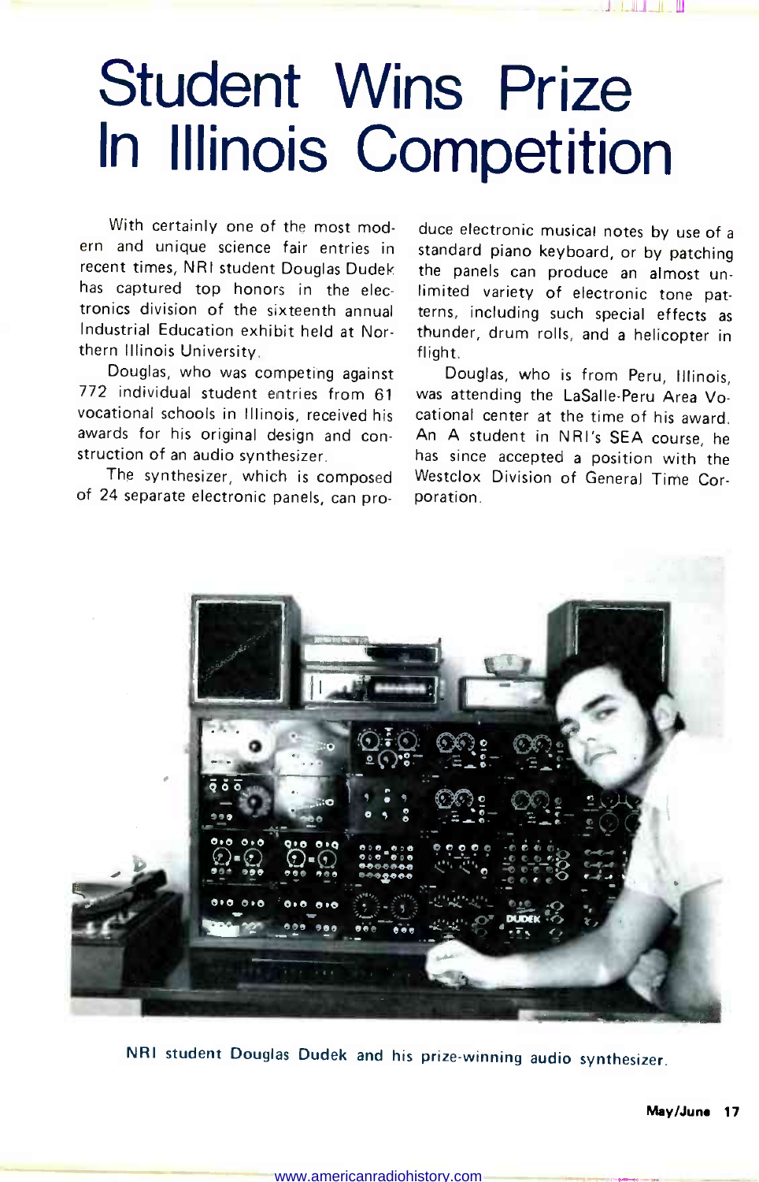# Student Wins Prize In Illinois Competition

With certainly one of the most modern and unique science fair entries in recent times, NRI student Douglas Dudek has captured top honors in the electronics division of the sixteenth annual Industrial Education exhibit held at Northern Illinois University.

Douglas, who was competing against 772 individual student entries from 61 vocational schools in Illinois, received his awards for his original design and construction of an audio synthesizer.

The synthesizer, which is composed of 24 separate electronic panels, can produce electronic musical notes by use of a standard piano keyboard, or by patching the panels can produce an almost unlimited variety of electronic tone patterns, including such special effects as thunder, drum rolls, and a helicopter in flight.

Douglas, who is from Peru, Illinois, was attending the LaSalle-Peru Area Vocational center at the time of his award. An A student in NRI's SEA course, he has since accepted a position with the Westclox Division of General Time Corporation.

NRI student Douglas Dudek and his prize-winning audio synthesizer.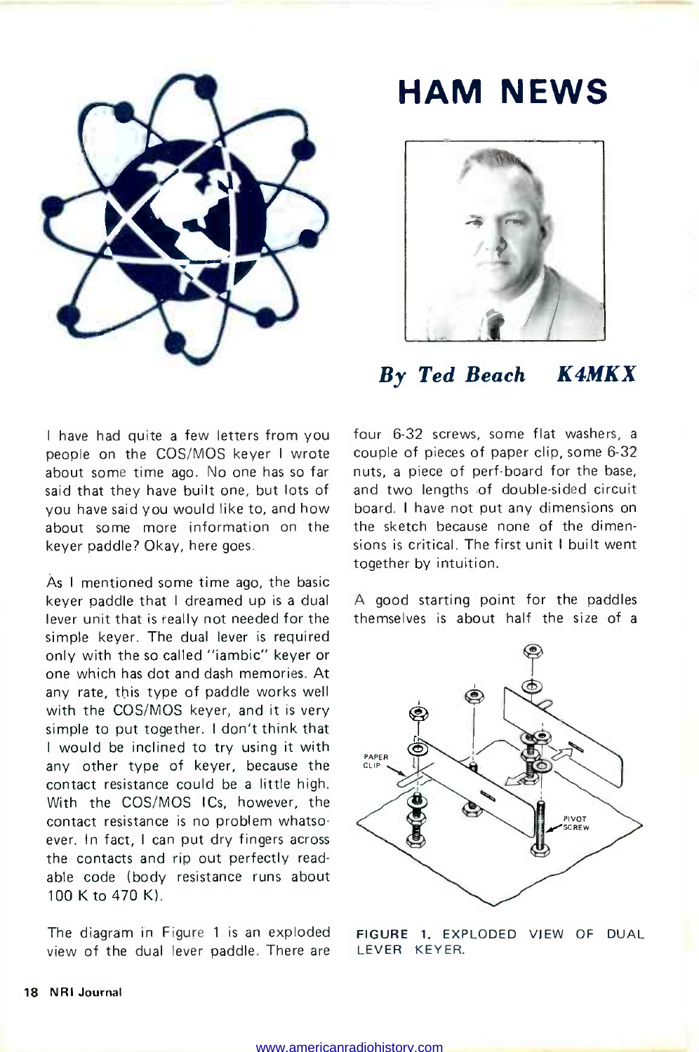# HAM NEWS

***By Ted Beach K4MKX***

I have had quite a few letters from you people on the COS/MOS keyer I wrote about some time ago. No one has so far said that they have built one, but lots of you have said you would like to, and how about some more information on the keyer paddle? Okay, here goes.

As I mentioned some time ago, the basic keyer paddle that I dreamed up is a dual lever unit that is really not needed for the simple keyer. The dual lever is required only with the so called "iambic" keyer or one which has dot and dash memories. At any rate, this type of paddle works well with the COS/MOS keyer, and it is very simple to put together. I don't think that I would be inclined to try using it with any other type of keyer, because the contact resistance could be a little high. With the COS/MOS ICs, however, the contact resistance is no problem whatsoever. In fact, I can put dry fingers across the contacts and rip out perfectly readable code (body resistance runs about 100 K to 470 K).

The diagram in Figure 1 is an exploded view of the dual lever paddle. There are four 6-32 screws, some flat washers, a couple of pieces of paper clip, some 6-32 nuts, a piece of perf-board for the base, and two lengths of double-sided circuit board. I have not put any dimensions on the sketch because none of the dimensions is critical. The first unit I built went together by intuition.

A good starting point for the paddles themselves is about half the size of a

FIGURE 1. EXPLODED VIEW OF DUAL LEVER KEYER.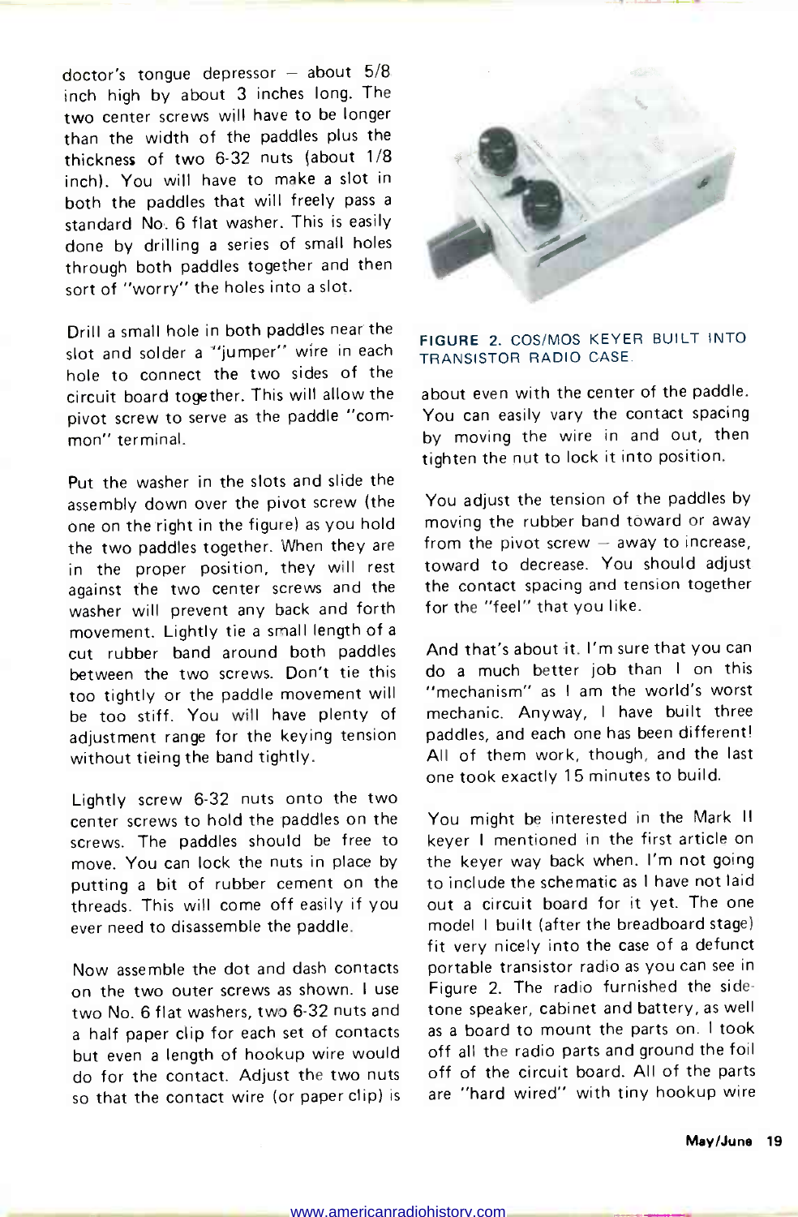doctor's tongue depressor – about 5/8 inch high by about 3 inches long. The two center screws will have to be longer than the width of the paddles plus the thickness of two 6-32 nuts (about 1/8 inch). You will have to make a slot in both the paddles that will freely pass a standard No. 6 flat washer. This is easily done by drilling a series of small holes through both paddles together and then sort of "worry" the holes into a slot.

Drill a small hole in both paddles near the slot and solder a "jumper" wire in each hole to connect the two sides of the circuit board together. This will allow the pivot screw to serve as the paddle "common" terminal.

Put the washer in the slots and slide the assembly down over the pivot screw (the one on the right in the figure) as you hold the two paddles together. When they are in the proper position, they will rest against the two center screws and the washer will prevent any back and forth movement. Lightly tie a small length of a cut rubber band around both paddles between the two screws. Don't tie this too tightly or the paddle movement will be too stiff. You will have plenty of adjustment range for the keying tension without tieing the band tightly.

Lightly screw 6-32 nuts onto the two center screws to hold the paddles on the screws. The paddles should be free to move. You can lock the nuts in place by putting a bit of rubber cement on the threads. This will come off easily if you ever need to disassemble the paddle.

Now assemble the dot and dash contacts on the two outer screws as shown. I use two No. 6 flat washers, two 6-32 nuts and a half paper clip for each set of contacts but even a length of hookup wire would do for the contact. Adjust the two nuts so that the contact wire (or paper clip) is about even with the center of the paddle. You can easily vary the contact spacing by moving the wire in and out, then tighten the nut to lock it into position.

FIGURE 2. COS/MOS KEYER BUILT INTO TRANSISTOR RADIO CASE.

You adjust the tension of the paddles by moving the rubber band toward or away from the pivot screw – away to increase, toward to decrease. You should adjust the contact spacing and tension together for the "feel" that you like.

And that's about it. I'm sure that you can do a much better job than I on this "mechanism" as I am the world's worst mechanic. Anyway, I have built three paddles, and each one has been different! All of them work, though, and the last one took exactly 15 minutes to build.

You might be interested in the Mark II keyer I mentioned in the first article on the keyer way back when. I'm not going to include the schematic as I have not laid out a circuit board for it yet. The one model I built (after the breadboard stage) fit very nicely into the case of a defunct portable transistor radio as you can see in Figure 2. The radio furnished the sidetone speaker, cabinet and battery, as well as a board to mount the parts on. I took off all the radio parts and ground the foil off of the circuit board. All of the parts are "hard wired" with tiny hookup wire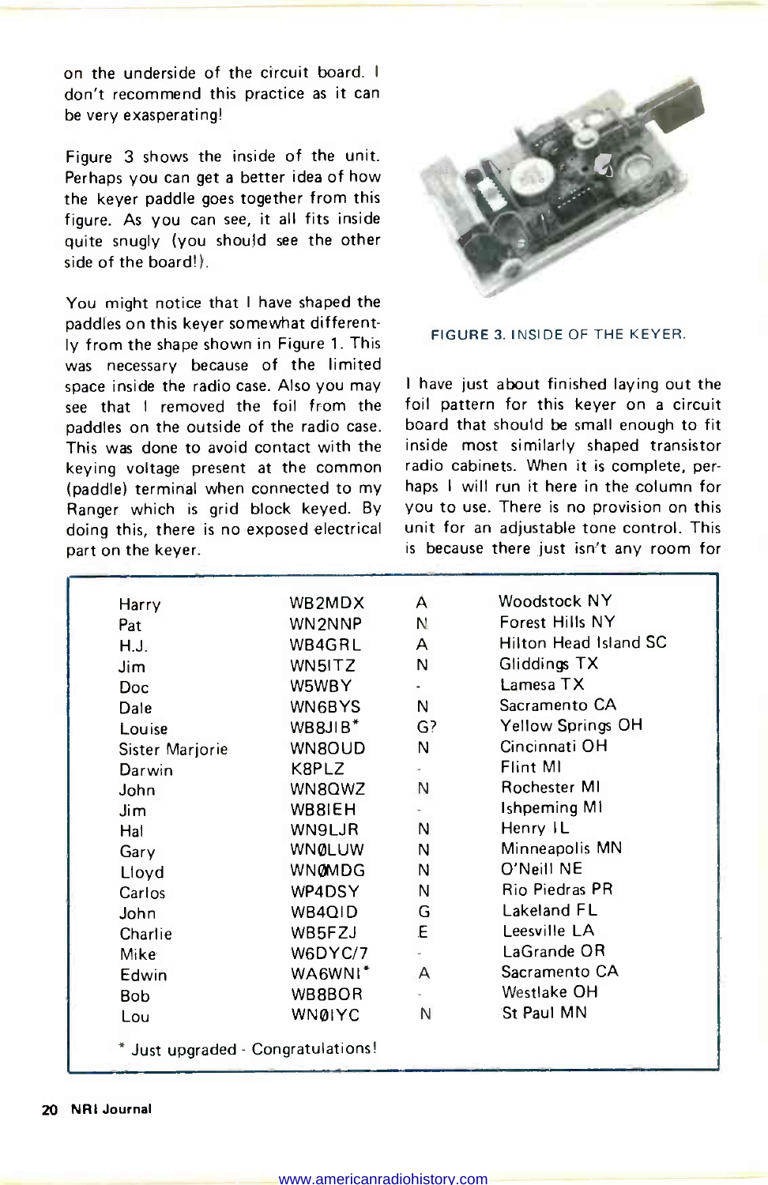on the underside of the circuit board. I don't recommend this practice as it can be very exasperating!

Figure 3 shows the inside of the unit. Perhaps you can get a better idea of how the keyer paddle goes together from this figure. As you can see, it all fits inside quite snugly (you should see the other side of the board!).

You might notice that I have shaped the paddles on this keyer somewhat differently from the shape shown in Figure 1. This was necessary because of the limited space inside the radio case. Also you may see that I removed the foil from the paddles on the outside of the radio case. This was done to avoid contact with the keying voltage present at the common (paddle) terminal when connected to my Ranger which is grid block keyed. By doing this, there is no exposed electrical part on the keyer.

FIGURE 3. INSIDE OF THE KEYER.

I have just about finished laying out the foil pattern for this keyer on a circuit board that should be small enough to fit inside most similarly shaped transistor radio cabinets. When it is complete, perhaps I will run it here in the column for you to use. There is no provision on this unit for an adjustable tone control. This is because there just isn't any room for

| | | | |
|---|---|---|---|
| Harry | WB2MDX | A | Woodstock NY |
| Pat | WN2NNP | N | Forest Hills NY |
| H.J. | WB4GRL | A | Hilton Head Island SC |
| Jim | WN5ITZ | N | Giddings TX |
| Doc | W5WBY | - | Lamesa TX |
| Dale | WN6BYS | N | Sacramento CA |
| Louise | WB8JIB* | G? | Yellow Springs OH |
| Sister Marjorie | WN8OUD | N | Cincinnati OH |
| Darwin | K8PLZ | - | Flint MI |
| John | WN8QWZ | N | Rochester MI |
| Jim | WB8IEH | - | Ishpeming MI |
| Hal | WN9LJR | N | Henry IL |
| Gary | WNØLUW | N | Minneapolis MN |
| Lloyd | WNØMDG | N | O'Neill NE |
| Carlos | WP4DSY | N | Rio Piedras PR |
| John | WB4QID | G | Lakeland FL |
| Charlie | WB5FZJ | E | Leesville LA |
| Mike | W6DYC/7 | - | LaGrande OR |
| Edwin | WA6WNI* | A | Sacramento CA |
| Bob | WB8BOR | - | Westlake OH |
| Lou | WNØIYC | N | St Paul MN |

* Just upgraded - Congratulations!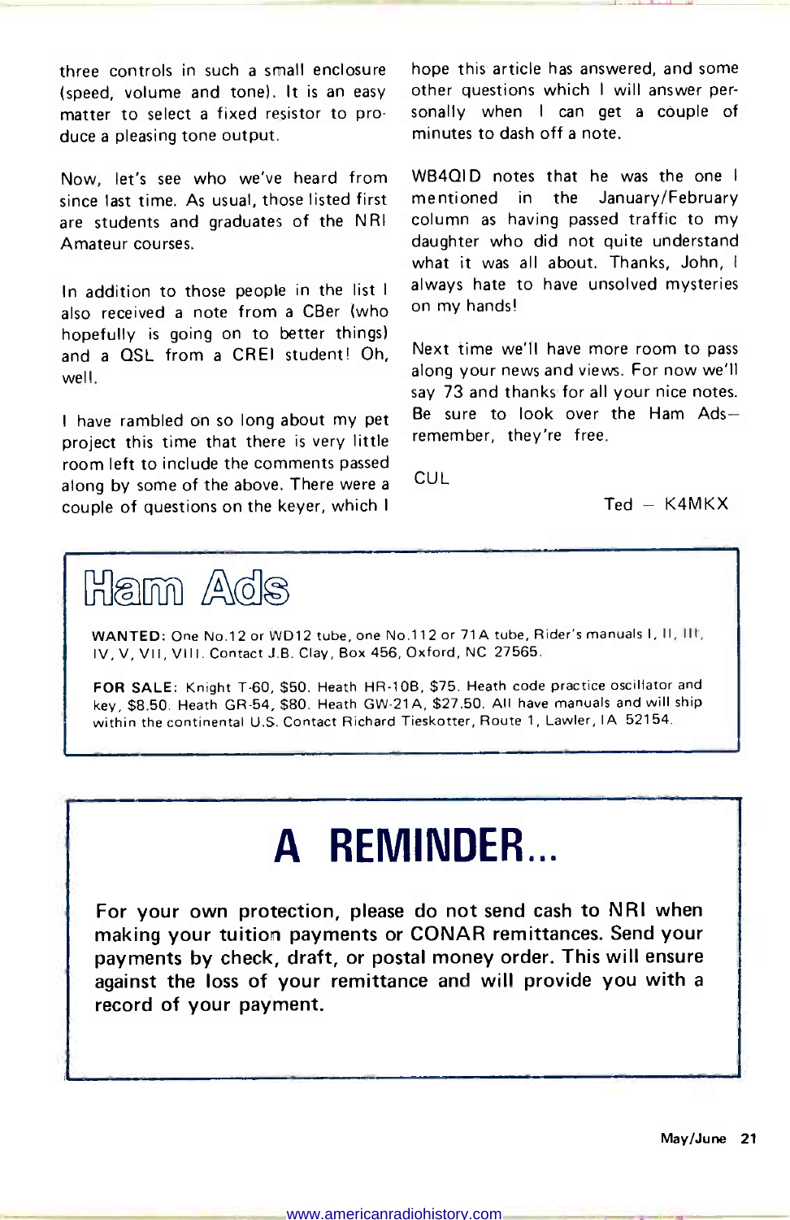three controls in such a small enclosure (speed, volume and tone). It is an easy matter to select a fixed resistor to produce a pleasing tone output.

Now, let's see who we've heard from since last time. As usual, those listed first are students and graduates of the NRI Amateur courses.

In addition to those people in the list I also received a note from a CBer (who hopefully is going on to better things) and a QSL from a CREI student! Oh, well.

I have rambled on so long about my pet project this time that there is very little room left to include the comments passed along by some of the above. There were a couple of questions on the keyer, which I hope this article has answered, and some other questions which I will answer personally when I can get a couple of minutes to dash off a note.

WB4QID notes that he was the one I mentioned in the January/February column as having passed traffic to my daughter who did not quite understand what it was all about. Thanks, John, I always hate to have unsolved mysteries on my hands!

Next time we'll have more room to pass along your news and views. For now we'll say 73 and thanks for all your nice notes. Be sure to look over the Ham Ads—remember, they're free.

CUL

Ted — K4MKX

## Ham Ads

**WANTED:** One No.12 or WD12 tube, one No.112 or 71A tube, Rider's manuals I, II, III, IV, V, VII, VIII. Contact J.B. Clay, Box 456, Oxford, NC 27565.

**FOR SALE:** Knight T-60, $50. Heath HR-10B, $75. Heath code practice oscillator and key, $8.50. Heath GR-54, $80. Heath GW-21A, $27.50. All have manuals and will ship within the continental U.S. Contact Richard Tieskotter, Route 1, Lawler, IA 52154.

# A REMINDER...

**For your own protection, please do not send cash to NRI when making your tuition payments or CONAR remittances. Send your payments by check, draft, or postal money order. This will ensure against the loss of your remittance and will provide you with a record of your payment.**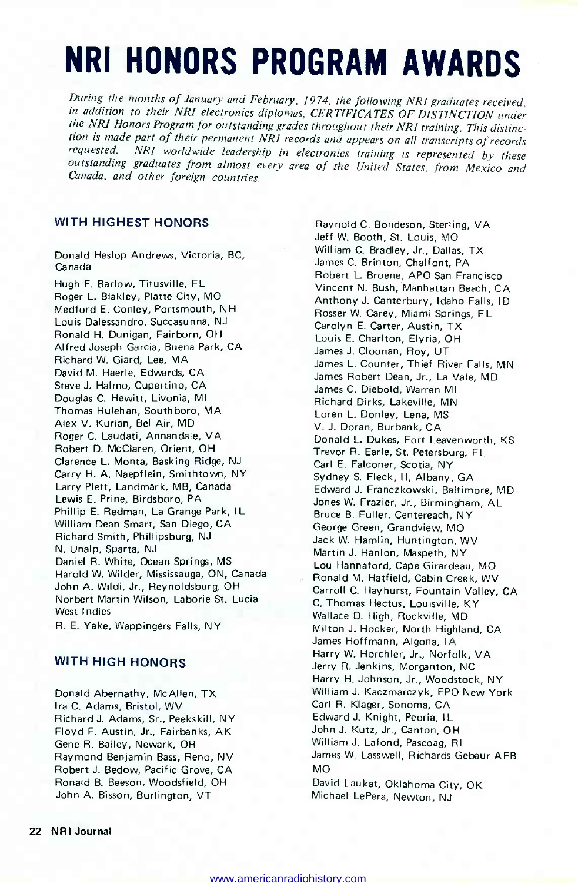# NRI HONORS PROGRAM AWARDS

*During the months of January and February, 1974, the following NRI graduates received, in addition to their NRI electronics diplomas, CERTIFICATES OF DISTINCTION under the NRI Honors Program for outstanding grades throughout their NRI training. This distinction is made part of their permanent NRI records and appears on all transcripts of records requested. NRI worldwide leadership in electronics training is represented by these outstanding graduates from almost every area of the United States, from Mexico and Canada, and other foreign countries.*

## WITH HIGHEST HONORS

Donald Heslop Andrews, Victoria, BC, Canada
Hugh F. Barlow, Titusville, FL
Roger L. Blakley, Platte City, MO
Medford E. Conley, Portsmouth, NH
Louis Dalessandro, Succasunna, NJ
Ronald H. Dunigan, Fairborn, OH
Alfred Joseph Garcia, Buena Park, CA
Richard W. Giard, Lee, MA
David M. Haerle, Edwards, CA
Steve J. Halmo, Cupertino, CA
Douglas C. Hewitt, Livonia, MI
Thomas Hulehan, Southboro, MA
Alex V. Kurian, Bel Air, MD
Roger C. Laudati, Annandale, VA
Robert D. McClaren, Orient, OH
Clarence L. Monta, Basking Ridge, NJ
Carry H. A. Naepflein, Smithtown, NY
Larry Plett, Landmark, MB, Canada
Lewis E. Prine, Birdsboro, PA
Phillip E. Redman, La Grange Park, IL
William Dean Smart, San Diego, CA
Richard Smith, Phillipsburg, NJ
N. Unalp, Sparta, NJ
Daniel R. White, Ocean Springs, MS
Harold W. Wilder, Mississauga, ON, Canada
John A. Wildi, Jr., Reynoldsburg, OH
Norbert Martin Wilson, Laborie St. Lucia West Indies
R. E. Yake, Wappingers Falls, NY

## WITH HIGH HONORS

Donald Abernathy, McAllen, TX
Ira C. Adams, Bristol, WV
Richard J. Adams, Sr., Peekskill, NY
Floyd F. Austin, Jr., Fairbanks, AK
Gene R. Bailey, Newark, OH
Raymond Benjamin Bass, Reno, NV
Robert J. Bedow, Pacific Grove, CA
Ronald B. Beeson, Woodsfield, OH
John A. Bisson, Burlington, VT
Raynold C. Bondeson, Sterling, VA
Jeff W. Booth, St. Louis, MO
William C. Bradley, Jr., Dallas, TX
James C. Brinton, Chalfont, PA
Robert L. Broene, APO San Francisco
Vincent N. Bush, Manhattan Beach, CA
Anthony J. Canterbury, Idaho Falls, ID
Rosser W. Carey, Miami Springs, FL
Carolyn E. Carter, Austin, TX
Louis E. Charlton, Elyria, OH
James J. Cloonan, Roy, UT
James L. Counter, Thief River Falls, MN
James Robert Dean, Jr., La Vale, MD
James C. Diebold, Warren MI
Richard Dirks, Lakeville, MN
Loren L. Donley, Lena, MS
V. J. Doran, Burbank, CA
Donald L. Dukes, Fort Leavenworth, KS
Trevor R. Earle, St. Petersburg, FL
Carl E. Falconer, Scotia, NY
Sydney S. Fleck, II, Albany, GA
Edward J. Franczkowski, Baltimore, MD
Jones W. Frazier, Jr., Birmingham, AL
Bruce B. Fuller, Centereach, NY
George Green, Grandview, MO
Jack W. Hamlin, Huntington, WV
Martin J. Hanlon, Maspeth, NY
Lou Hannaford, Cape Girardeau, MO
Ronald M. Hatfield, Cabin Creek, WV
Carroll C. Hayhurst, Fountain Valley, CA
C. Thomas Hectus, Louisville, KY
Wallace D. High, Rockville, MD
Milton J. Hocker, North Highland, CA
James Hoffmann, Algona, IA
Harry W. Horchler, Jr., Norfolk, VA
Jerry R. Jenkins, Morganton, NC
Harry H. Johnson, Jr., Woodstock, NY
William J. Kaczmarczyk, FPO New York
Carl R. Klager, Sonoma, CA
Edward J. Knight, Peoria, IL
John J. Kutz, Jr., Canton, OH
William J. Lafond, Pascoag, RI
James W. Lasswell, Richards-Gebaur AFB MO
David Laukat, Oklahoma City, OK
Michael LePera, Newton, NJ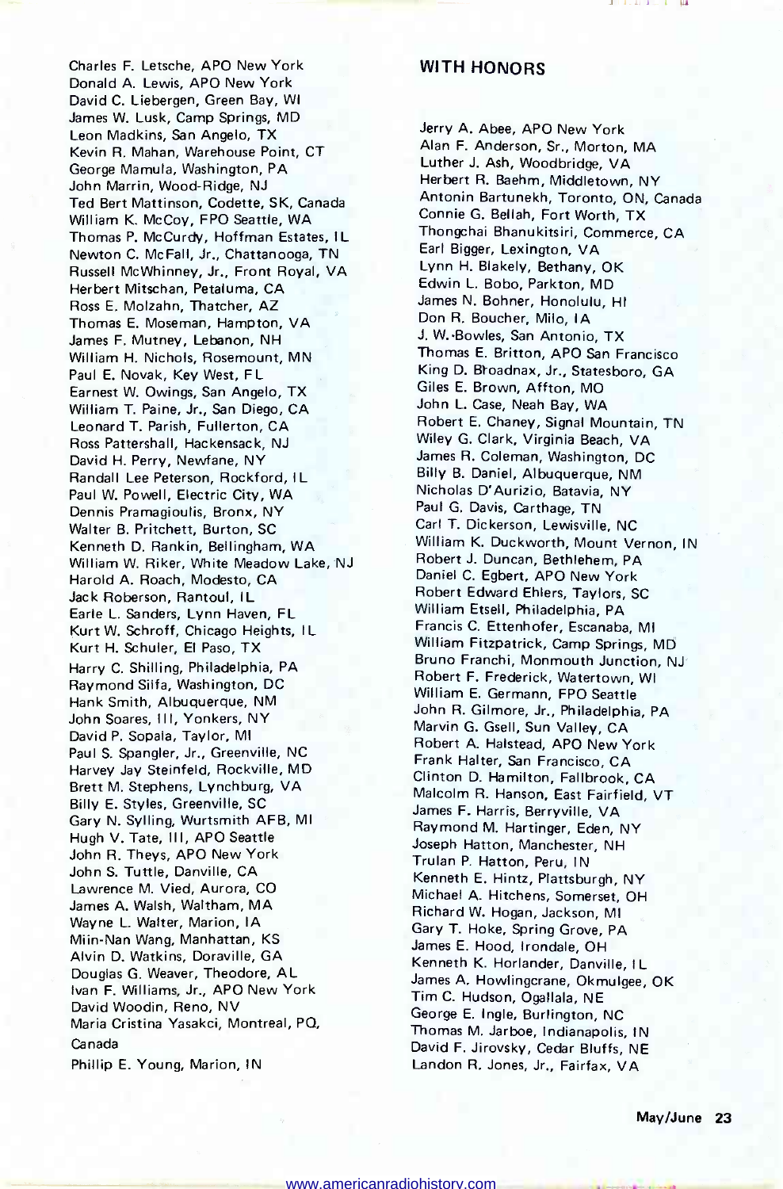Charles F. Letsche, APO New York
Donald A. Lewis, APO New York
David C. Liebergen, Green Bay, WI
James W. Lusk, Camp Springs, MD
Leon Madkins, San Angelo, TX
Kevin R. Mahan, Warehouse Point, CT
George Mamula, Washington, PA
John Marrin, Wood-Ridge, NJ
Ted Bert Mattinson, Codette, SK, Canada
William K. McCoy, FPO Seattle, WA
Thomas P. McCurdy, Hoffman Estates, IL
Newton C. McFall, Jr., Chattanooga, TN
Russell McWhinney, Jr., Front Royal, VA
Herbert Mitschan, Petaluma, CA
Ross E. Molzahn, Thatcher, AZ
Thomas E. Moseman, Hampton, VA
James F. Mutney, Lebanon, NH
William H. Nichols, Rosemount, MN
Paul E. Novak, Key West, FL
Earnest W. Owings, San Angelo, TX
William T. Paine, Jr., San Diego, CA
Leonard T. Parish, Fullerton, CA
Ross Pattershall, Hackensack, NJ
David H. Perry, Newfane, NY
Randall Lee Peterson, Rockford, IL
Paul W. Powell, Electric City, WA
Dennis Pramagioulis, Bronx, NY
Walter B. Pritchett, Burton, SC
Kenneth D. Rankin, Bellingham, WA
William W. Riker, White Meadow Lake, NJ
Harold A. Roach, Modesto, CA
Jack Roberson, Rantoul, IL
Earle L. Sanders, Lynn Haven, FL
Kurt W. Schroff, Chicago Heights, IL
Kurt H. Schuler, El Paso, TX
Harry C. Shilling, Philadelphia, PA
Raymond Silfa, Washington, DC
Hank Smith, Albuquerque, NM
John Soares, III, Yonkers, NY
David P. Sopala, Taylor, MI
Paul S. Spangler, Jr., Greenville, NC
Harvey Jay Steinfeld, Rockville, MD
Brett M. Stephens, Lynchburg, VA
Billy E. Styles, Greenville, SC
Gary N. Sylling, Wurtsmith AFB, MI
Hugh V. Tate, III, APO Seattle
John R. Theys, APO New York
John S. Tuttle, Danville, CA
Lawrence M. Vied, Aurora, CO
James A. Walsh, Waltham, MA
Wayne L. Walter, Marion, IA
Miin-Nan Wang, Manhattan, KS
Alvin D. Watkins, Doraville, GA
Douglas G. Weaver, Theodore, AL
Ivan F. Williams, Jr., APO New York
David Woodin, Reno, NV
Maria Cristina Yasakci, Montreal, PQ, Canada
Phillip E. Young, Marion, IN

## WITH HONORS

Jerry A. Abee, APO New York
Alan F. Anderson, Sr., Morton, MA
Luther J. Ash, Woodbridge, VA
Herbert R. Baehm, Middletown, NY
Antonin Bartunekh, Toronto, ON, Canada
Connie G. Bellah, Fort Worth, TX
Thongchai Bhanukitsiri, Commerce, CA
Earl Bigger, Lexington, VA
Lynn H. Blakely, Bethany, OK
Edwin L. Bobo, Parkton, MD
James N. Bohner, Honolulu, HI
Don R. Boucher, Milo, IA
J. W. Bowles, San Antonio, TX
Thomas E. Britton, APO San Francisco
King D. Broadnax, Jr., Statesboro, GA
Giles E. Brown, Affton, MO
John L. Case, Neah Bay, WA
Robert E. Chaney, Signal Mountain, TN
Wiley G. Clark, Virginia Beach, VA
James R. Coleman, Washington, DC
Billy B. Daniel, Albuquerque, NM
Nicholas D'Aurizio, Batavia, NY
Paul G. Davis, Carthage, TN
Carl T. Dickerson, Lewisville, NC
William K. Duckworth, Mount Vernon, IN
Robert J. Duncan, Bethlehem, PA
Daniel C. Egbert, APO New York
Robert Edward Ehlers, Taylors, SC
William Etsell, Philadelphia, PA
Francis C. Ettenhofer, Escanaba, MI
William Fitzpatrick, Camp Springs, MD
Bruno Franchi, Monmouth Junction, NJ
Robert F. Frederick, Watertown, WI
William E. Germann, FPO Seattle
John R. Gilmore, Jr., Philadelphia, PA
Marvin G. Gsell, Sun Valley, CA
Robert A. Halstead, APO New York
Frank Halter, San Francisco, CA
Clinton D. Hamilton, Fallbrook, CA
Malcolm R. Hanson, East Fairfield, VT
James F. Harris, Berryville, VA
Raymond M. Hartinger, Eden, NY
Joseph Hatton, Manchester, NH
Trulan P. Hatton, Peru, IN
Kenneth E. Hintz, Plattsburgh, NY
Michael A. Hitchens, Somerset, OH
Richard W. Hogan, Jackson, MI
Gary T. Hoke, Spring Grove, PA
James E. Hood, Irondale, OH
Kenneth K. Horlander, Danville, IL
James A. Howlingcrane, Okmulgee, OK
Tim C. Hudson, Ogallala, NE
George E. Ingle, Burlington, NC
Thomas M. Jarboe, Indianapolis, IN
David F. Jirovsky, Cedar Bluffs, NE
Landon R. Jones, Jr., Fairfax, VA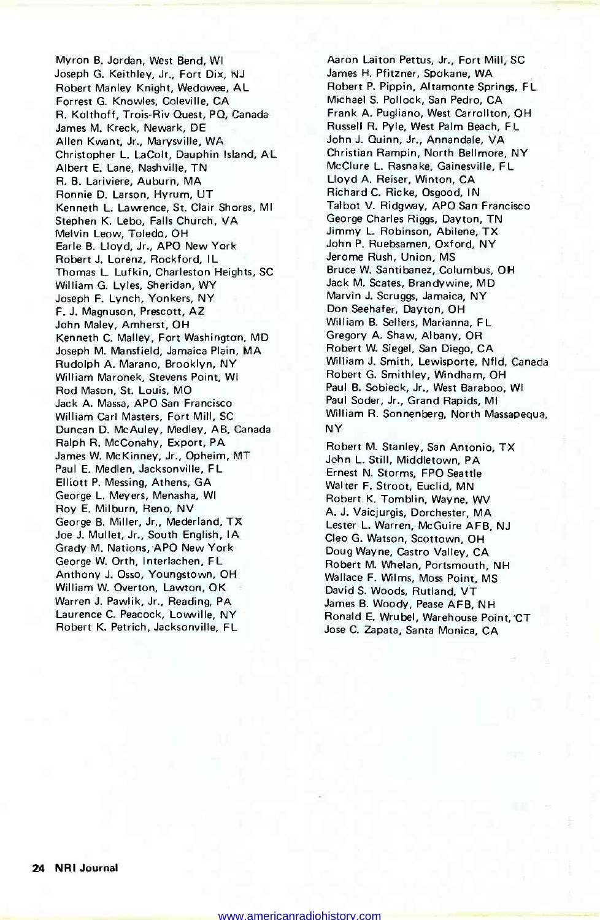Myron B. Jordan, West Bend, WI
Joseph G. Keithley, Jr., Fort Dix, NJ
Robert Manley Knight, Wedowee, AL
Forrest G. Knowles, Coleville, CA
R. Kolthoff, Trois-Riv Quest, PQ, Canada
James M. Kreck, Newark, DE
Allen Kwant, Jr., Marysville, WA
Christopher L. LaColt, Dauphin Island, AL
Albert E. Lane, Nashville, TN
R. B. Lariviere, Auburn, MA
Ronnie D. Larson, Hyrum, UT
Kenneth L. Lawrence, St. Clair Shores, MI
Stephen K. Lebo, Falls Church, VA
Melvin Leow, Toledo, OH
Earle B. Lloyd, Jr., APO New York
Robert J. Lorenz, Rockford, IL
Thomas L. Lufkin, Charleston Heights, SC
William G. Lyles, Sheridan, WY
Joseph F. Lynch, Yonkers, NY
F. J. Magnuson, Prescott, AZ
John Maley, Amherst, OH
Kenneth C. Malley, Fort Washington, MD
Joseph M. Mansfield, Jamaica Plain, MA
Rudolph A. Marano, Brooklyn, NY
William Maronek, Stevens Point, WI
Rod Mason, St. Louis, MO
Jack A. Massa, APO San Francisco
William Carl Masters, Fort Mill, SC
Duncan D. McAuley, Medley, AB, Canada
Ralph R. McConahy, Export, PA
James W. McKinney, Jr., Opheim, MT
Paul E. Medlen, Jacksonville, FL
Elliott P. Messing, Athens, GA
George L. Meyers, Menasha, WI
Roy E. Milburn, Reno, NV
George B. Miller, Jr., Mederland, TX
Joe J. Mullet, Jr., South English, IA
Grady M. Nations, APO New York
George W. Orth, Interlachen, FL
Anthony J. Osso, Youngstown, OH
William W. Overton, Lawton, OK
Warren J. Pawlik, Jr., Reading, PA
Laurence C. Peacock, Lowville, NY
Robert K. Petrich, Jacksonville, FL
Aaron Laiton Pettus, Jr., Fort Mill, SC
James H. Pfitzner, Spokane, WA
Robert P. Pippin, Altamonte Springs, FL
Michael S. Pollock, San Pedro, CA
Frank A. Pugliano, West Carrollton, OH
Russell R. Pyle, West Palm Beach, FL
John J. Quinn, Jr., Annandale, VA
Christian Rampin, North Bellmore, NY
McClure L. Rasnake, Gainesville, FL
Lloyd A. Reiser, Winton, CA
Richard C. Ricke, Osgood, IN
Talbot V. Ridgway, APO San Francisco
George Charles Riggs, Dayton, TN
Jimmy L. Robinson, Abilene, TX
John P. Ruebsamen, Oxford, NY
Jerome Rush, Union, MS
Bruce W. Santibanez, Columbus, OH
Jack M. Scates, Brandywine, MD
Marvin J. Scruggs, Jamaica, NY
Don Seehafer, Dayton, OH
William B. Sellers, Marianna, FL
Gregory A. Shaw, Albany, OR
Robert W. Siegel, San Diego, CA
William J. Smith, Lewisporte, Nfld, Canada
Robert G. Smithley, Windham, OH
Paul B. Sobieck, Jr., West Baraboo, WI
Paul Soder, Jr., Grand Rapids, MI
William R. Sonnenberg, North Massapequa, NY
Robert M. Stanley, San Antonio, TX
John L. Still, Middletown, PA
Ernest N. Storms, FPO Seattle
Walter F. Stroot, Euclid, MN
Robert K. Tomblin, Wayne, WV
A. J. Vaicjurgis, Dorchester, MA
Lester L. Warren, McGuire AFB, NJ
Cleo G. Watson, Scottown, OH
Doug Wayne, Castro Valley, CA
Robert M. Whelan, Portsmouth, NH
Wallace F. Wilms, Moss Point, MS
David S. Woods, Rutland, VT
James B. Woody, Pease AFB, NH
Ronald E. Wrubel, Warehouse Point, CT
Jose C. Zapata, Santa Monica, CA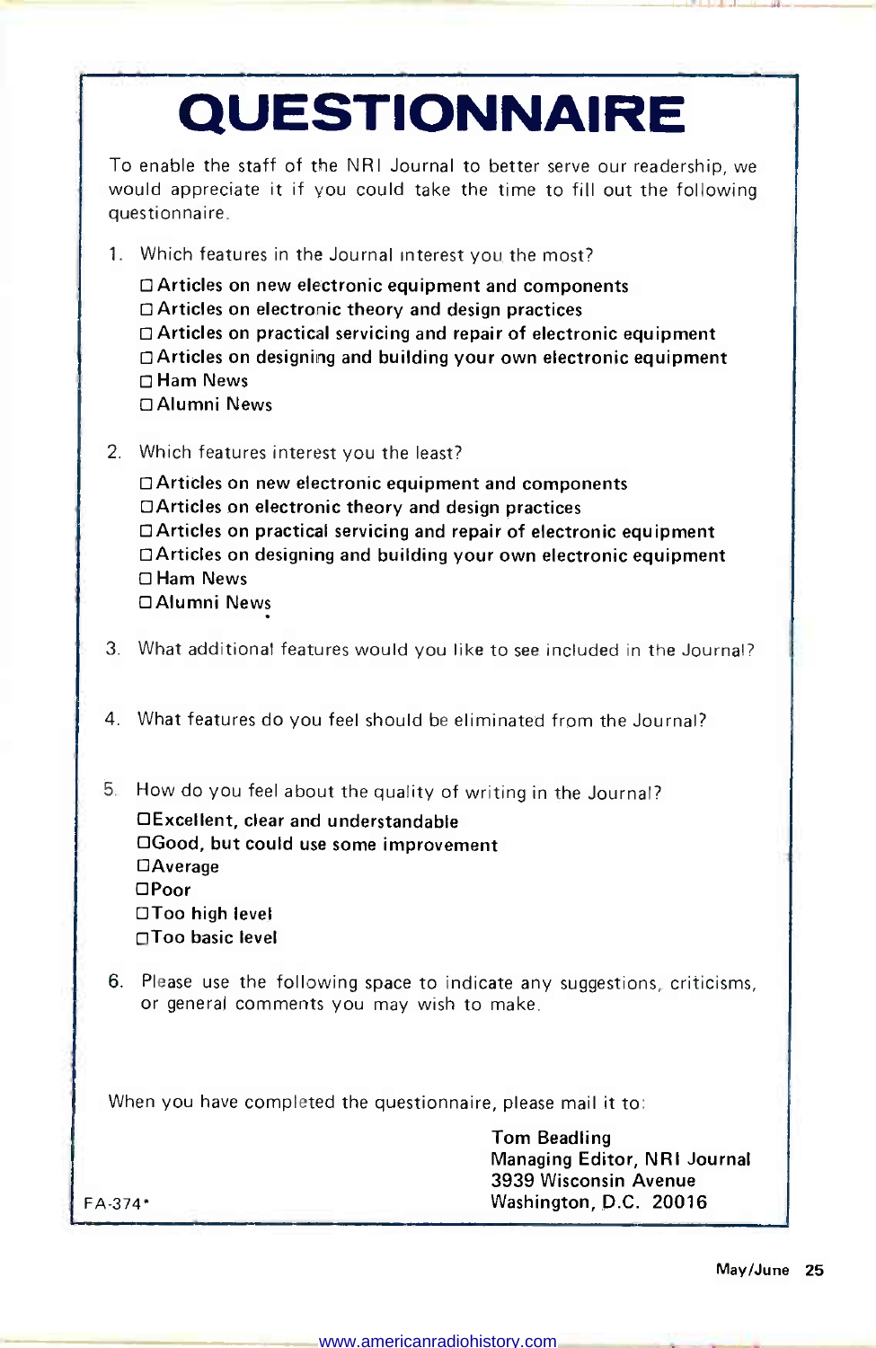# QUESTIONNAIRE

To enable the staff of the NRI Journal to better serve our readership, we would appreciate it if you could take the time to fill out the following questionnaire.

1. Which features in the Journal interest you the most?

   - ☐ **Articles on new electronic equipment and components**
   - ☐ **Articles on electronic theory and design practices**
   - ☐ **Articles on practical servicing and repair of electronic equipment**
   - ☐ **Articles on designing and building your own electronic equipment**
   - ☐ Ham News
   - ☐ Alumni News

2. Which features interest you the least?

   - ☐ **Articles on new electronic equipment and components**
   - ☐ **Articles on electronic theory and design practices**
   - ☐ **Articles on practical servicing and repair of electronic equipment**
   - ☐ **Articles on designing and building your own electronic equipment**
   - ☐ **Ham News**
   - ☐ **Alumni News**

3. What additional features would you like to see included in the Journal?

4. What features do you feel should be eliminated from the Journal?

5. How do you feel about the quality of writing in the Journal?

   - ☐ **Excellent, clear and understandable**
   - ☐ **Good, but could use some improvement**
   - ☐ **Average**
   - ☐ **Poor**
   - ☐ **Too high level**
   - ☐ **Too basic level**

6. Please use the following space to indicate any suggestions, criticisms, or general comments you may wish to make.

When you have completed the questionnaire, please mail it to:

**Tom Beadling**
**Managing Editor, NRI Journal**
**3939 Wisconsin Avenue**
**Washington, D.C. 20016**

FA-374*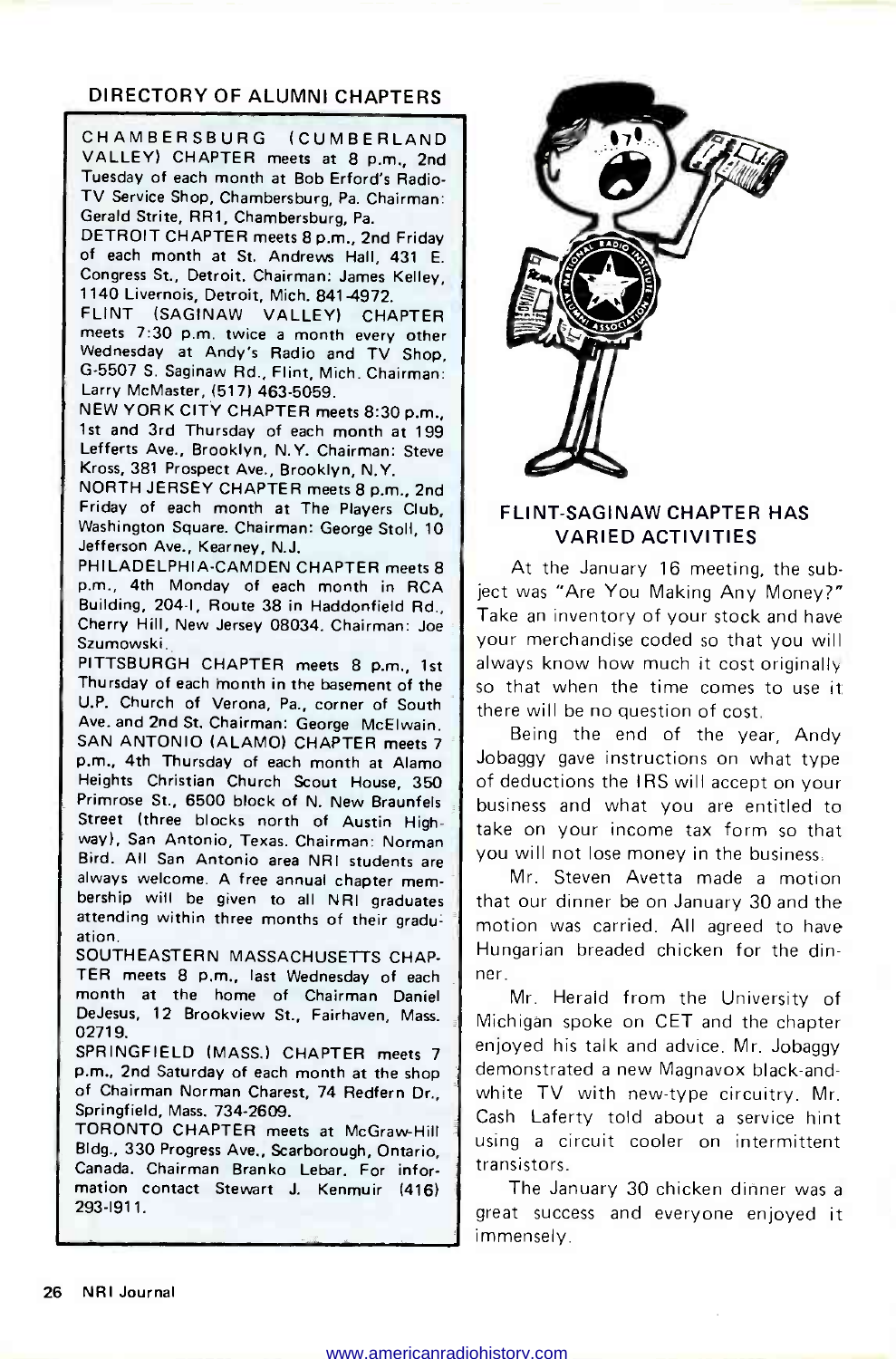## DIRECTORY OF ALUMNI CHAPTERS

**CHAMBERSBURG (CUMBERLAND VALLEY) CHAPTER** meets at 8 p.m., 2nd Tuesday of each month at Bob Erford's Radio-TV Service Shop, Chambersburg, Pa. Chairman: Gerald Strite, RR1, Chambersburg, Pa.

**DETROIT CHAPTER** meets 8 p.m., 2nd Friday of each month at St. Andrews Hall, 431 E. Congress St., Detroit. Chairman: James Kelley, 1140 Livernois, Detroit, Mich. 841-4972.

**FLINT (SAGINAW VALLEY) CHAPTER** meets 7:30 p.m. twice a month every other Wednesday at Andy's Radio and TV Shop, G-5507 S. Saginaw Rd., Flint, Mich. Chairman: Larry McMaster, (517) 463-5059.

**NEW YORK CITY CHAPTER** meets 8:30 p.m., 1st and 3rd Thursday of each month at 199 Lefferts Ave., Brooklyn, N.Y. Chairman: Steve Kross, 381 Prospect Ave., Brooklyn, N.Y.

**NORTH JERSEY CHAPTER** meets 8 p.m., 2nd Friday of each month at The Players Club, Washington Square. Chairman: George Stoll, 10 Jefferson Ave., Kearney, N.J.

**PHILADELPHIA-CAMDEN CHAPTER** meets 8 p.m., 4th Monday of each month in RCA Building, 204-I, Route 38 in Haddonfield Rd., Cherry Hill, New Jersey 08034. Chairman: Joe Szumowski.

**PITTSBURGH CHAPTER** meets 8 p.m., 1st Thursday of each month in the basement of the U.P. Church of Verona, Pa., corner of South Ave. and 2nd St. Chairman: George McElwain.

**SAN ANTONIO (ALAMO) CHAPTER** meets 7 p.m., 4th Thursday of each month at Alamo Heights Christian Church Scout House, 350 Primrose St., 6500 block of N. New Braunfels Street (three blocks north of Austin Highway), San Antonio, Texas. Chairman: Norman Bird. All San Antonio area NRI students are always welcome. A free annual chapter membership will be given to all NRI graduates attending within three months of their graduation.

**SOUTHEASTERN MASSACHUSETTS CHAPTER** meets 8 p.m., last Wednesday of each month at the home of Chairman Daniel DeJesus, 12 Brookview St., Fairhaven, Mass. 02719.

**SPRINGFIELD (MASS.) CHAPTER** meets 7 p.m., 2nd Saturday of each month at the shop of Chairman Norman Charest, 74 Redfern Dr., Springfield, Mass. 734-2609.

**TORONTO CHAPTER** meets at McGraw-Hill Bldg., 330 Progress Ave., Scarborough, Ontario, Canada. Chairman Branko Lebar. For information contact Stewart J. Kenmuir (416) 293-1911.

## FLINT-SAGINAW CHAPTER HAS VARIED ACTIVITIES

At the January 16 meeting, the subject was "Are You Making Any Money?" Take an inventory of your stock and have your merchandise coded so that you will always know how much it cost originally so that when the time comes to use it there will be no question of cost.

Being the end of the year, Andy Jobaggy gave instructions on what type of deductions the IRS will accept on your business and what you are entitled to take on your income tax form so that you will not lose money in the business.

Mr. Steven Avetta made a motion that our dinner be on January 30 and the motion was carried. All agreed to have Hungarian breaded chicken for the dinner.

Mr. Herald from the University of Michigan spoke on CET and the chapter enjoyed his talk and advice. Mr. Jobaggy demonstrated a new Magnavox black-and-white TV with new-type circuitry. Mr. Cash Laferty told about a service hint using a circuit cooler on intermittent transistors.

The January 30 chicken dinner was a great success and everyone enjoyed it immensely.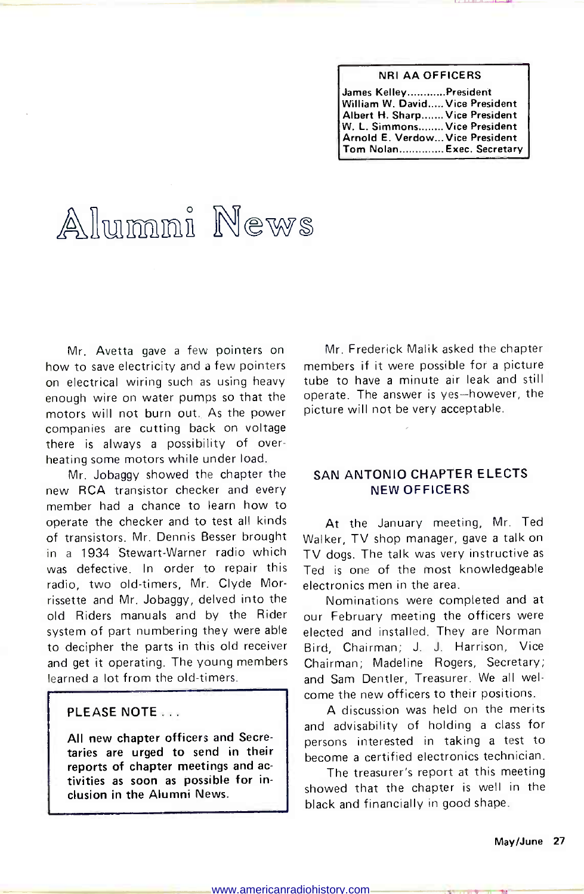**NRI AA OFFICERS**

James Kelley............President
William W. David.....Vice President
Albert H. Sharp.......Vice President
W. L. Simmons........Vice President
Arnold E. Verdow...Vice President
Tom Nolan.............Exec. Secretary

# Alumni News

Mr. Avetta gave a few pointers on how to save electricity and a few pointers on electrical wiring such as using heavy enough wire on water pumps so that the motors will not burn out. As the power companies are cutting back on voltage there is always a possibility of overheating some motors while under load.

Mr. Jobaggy showed the chapter the new RCA transistor checker and every member had a chance to learn how to operate the checker and to test all kinds of transistors. Mr. Dennis Besser brought in a 1934 Stewart-Warner radio which was defective. In order to repair this radio, two old-timers, Mr. Clyde Morrissette and Mr. Jobaggy, delved into the old Riders manuals and by the Rider system of part numbering they were able to decipher the parts in this old receiver and get it operating. The young members learned a lot from the old-timers.

> **PLEASE NOTE . . .**
>
> **All new chapter officers and Secretaries are urged to send in their reports of chapter meetings and activities as soon as possible for inclusion in the Alumni News.**

Mr. Frederick Malik asked the chapter members if it were possible for a picture tube to have a minute air leak and still operate. The answer is yes—however, the picture will not be very acceptable.

## SAN ANTONIO CHAPTER ELECTS NEW OFFICERS

At the January meeting, Mr. Ted Walker, TV shop manager, gave a talk on TV dogs. The talk was very instructive as Ted is one of the most knowledgeable electronics men in the area.

Nominations were completed and at our February meeting the officers were elected and installed. They are Norman Bird, Chairman; J. J. Harrison, Vice Chairman; Madeline Rogers, Secretary; and Sam Dentler, Treasurer. We all welcome the new officers to their positions.

A discussion was held on the merits and advisability of holding a class for persons interested in taking a test to become a certified electronics technician.

The treasurer's report at this meeting showed that the chapter is well in the black and financially in good shape.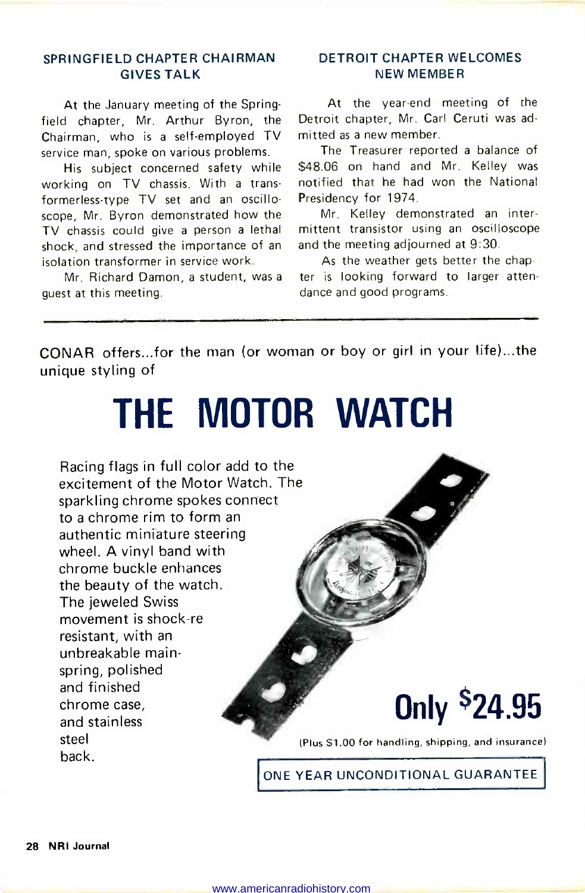## SPRINGFIELD CHAPTER CHAIRMAN GIVES TALK

At the January meeting of the Springfield chapter, Mr. Arthur Byron, the Chairman, who is a self-employed TV service man, spoke on various problems.

His subject concerned safety while working on TV chassis. With a transformerless-type TV set and an oscilloscope, Mr. Byron demonstrated how the TV chassis could give a person a lethal shock, and stressed the importance of an isolation transformer in service work.

Mr. Richard Damon, a student, was a guest at this meeting.

## DETROIT CHAPTER WELCOMES NEW MEMBER

At the year-end meeting of the Detroit chapter, Mr. Carl Ceruti was admitted as a new member.

The Treasurer reported a balance of $48.06 on hand and Mr. Kelley was notified that he had won the National Presidency for 1974.

Mr. Kelley demonstrated an intermittent transistor using an oscilloscope and the meeting adjourned at 9:30.

As the weather gets better the chapter is looking forward to larger attendance and good programs.

---

CONAR offers...for the man (or woman or boy or girl in your life)...the unique styling of

# THE MOTOR WATCH

Racing flags in full color add to the excitement of the Motor Watch. The sparkling chrome spokes connect to a chrome rim to form an authentic miniature steering wheel. A vinyl band with chrome buckle enhances the beauty of the watch. The jeweled Swiss movement is shock-re resistant, with an unbreakable mainspring, polished and finished chrome case, and stainless steel back.

**Only $24.95**

(Plus $1.00 for handling, shipping, and insurance)

ONE YEAR UNCONDITIONAL GUARANTEE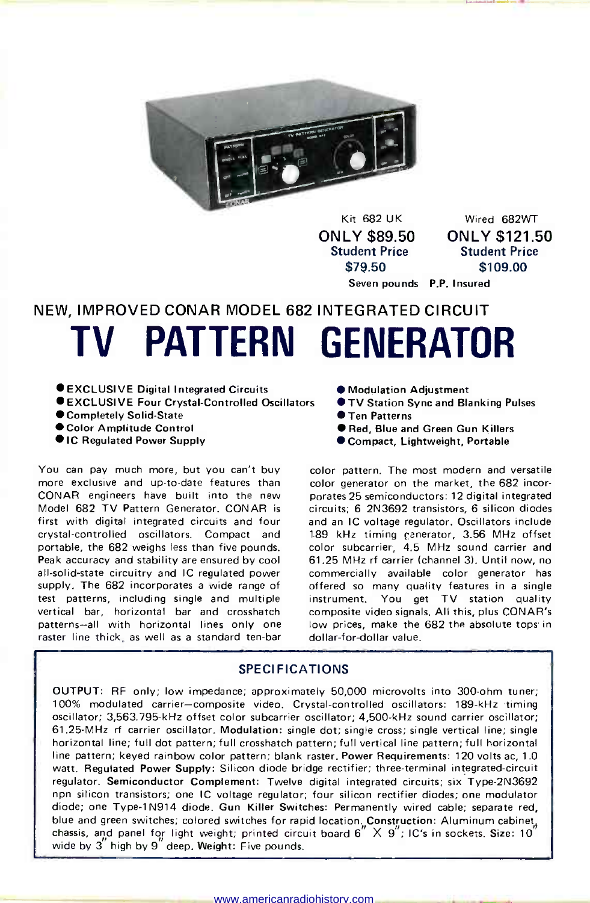Kit 682 UK
**ONLY $89.50**
**Student Price**
**$79.50**

Wired 682WT
**ONLY $121.50**
**Student Price**
**$109.00**

**Seven pounds P.P. Insured**

## NEW, IMPROVED CONAR MODEL 682 INTEGRATED CIRCUIT

# TV PATTERN GENERATOR

- **EXCLUSIVE Digital Integrated Circuits**
- **EXCLUSIVE Four Crystal-Controlled Oscillators**
- **Completely Solid-State**
- **Color Amplitude Control**
- **IC Regulated Power Supply**
- **Modulation Adjustment**
- **TV Station Sync and Blanking Pulses**
- **Ten Patterns**
- **Red, Blue and Green Gun Killers**
- **Compact, Lightweight, Portable**

You can pay much more, but you can't buy more exclusive and up-to-date features than CONAR engineers have built into the new Model 682 TV Pattern Generator. CONAR is first with digital integrated circuits and four crystal-controlled oscillators. Compact and portable, the 682 weighs less than five pounds. Peak accuracy and stability are ensured by cool all-solid-state circuitry and IC regulated power supply. The 682 incorporates a wide range of test patterns, including single and multiple vertical bar, horizontal bar and crosshatch patterns—all with horizontal lines only one raster line thick, as well as a standard ten-bar color pattern. The most modern and versatile color generator on the market, the 682 incorporates 25 semiconductors: 12 digital integrated circuits; 6 2N3692 transistors, 6 silicon diodes and an IC voltage regulator. Oscillators include 189 kHz timing generator, 3.56 MHz offset color subcarrier, 4.5 MHz sound carrier and 61.25 MHz rf carrier (channel 3). Until now, no commercially available color generator has offered so many quality features in a single instrument. You get TV station quality composite video signals. All this, plus CONAR's low prices, make the 682 the absolute tops in dollar-for-dollar value.

### SPECIFICATIONS

**OUTPUT:** RF only; low impedance; approximately 50,000 microvolts into 300-ohm tuner; 100% modulated carrier—composite video. Crystal-controlled oscillators: 189-kHz timing oscillator; 3,563.795-kHz offset color subcarrier oscillator; 4,500-kHz sound carrier oscillator; 61.25-MHz rf carrier oscillator. **Modulation:** single dot; single cross; single vertical line; single horizontal line; full dot pattern; full crosshatch pattern; full vertical line pattern; full horizontal line pattern; keyed rainbow color pattern; blank raster. **Power Requirements:** 120 volts ac, 1.0 watt. **Regulated Power Supply:** Silicon diode bridge rectifier; three-terminal integrated-circuit regulator. **Semiconductor Complement:** Twelve digital integrated circuits; six Type-2N3692 npn silicon transistors; one IC voltage regulator; four silicon rectifier diodes; one modulator diode; one Type-1N914 diode. **Gun Killer Switches:** Permanently wired cable; separate red, blue and green switches; colored switches for rapid location. **Construction:** Aluminum cabinet, chassis, and panel for light weight; printed circuit board 6" X 9"; IC's in sockets. **Size:** 10" wide by 3" high by 9" deep. **Weight:** Five pounds.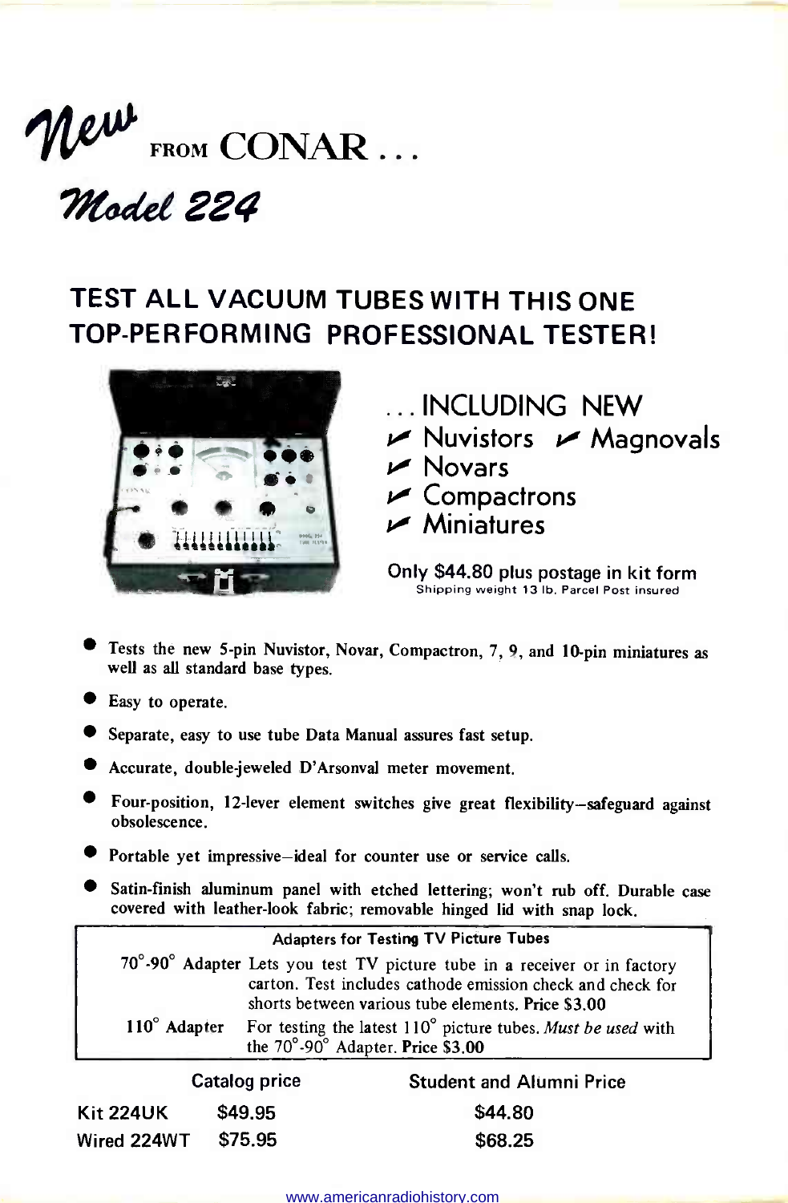# *New* FROM CONAR . . .

## *Model 224*

## TEST ALL VACUUM TUBES WITH THIS ONE TOP-PERFORMING PROFESSIONAL TESTER!

. . . INCLUDING NEW

- ✓ Nuvistors ✓ Magnovals
- ✓ Novars
- ✓ Compactrons
- ✓ Miniatures

**Only $44.80 plus postage in kit form**
Shipping weight 13 lb. Parcel Post insured

- **Tests the new 5-pin Nuvistor, Novar, Compactron, 7, 9, and 10-pin miniatures as well as all standard base types.**
- **Easy to operate.**
- **Separate, easy to use tube Data Manual assures fast setup.**
- **Accurate, double-jeweled D'Arsonval meter movement.**
- **Four-position, 12-lever element switches give great flexibility—safeguard against obsolescence.**
- **Portable yet impressive—ideal for counter use or service calls.**
- **Satin-finish aluminum panel with etched lettering; won't rub off. Durable case covered with leather-look fabric; removable hinged lid with snap lock.**

| Adapters for Testing TV Picture Tubes | |
|---|---|
| 70°-90° Adapter | Lets you test TV picture tube in a receiver or in factory carton. Test includes cathode emission check and check for shorts between various tube elements. Price $3.00 |
| 110° Adapter | For testing the latest 110° picture tubes. *Must be used* with the 70°-90° Adapter. Price $3.00 |

| | Catalog price | Student and Alumni Price |
|---|---|---|
| Kit 224UK | $49.95 | $44.80 |
| Wired 224WT | $75.95 | $68.25 |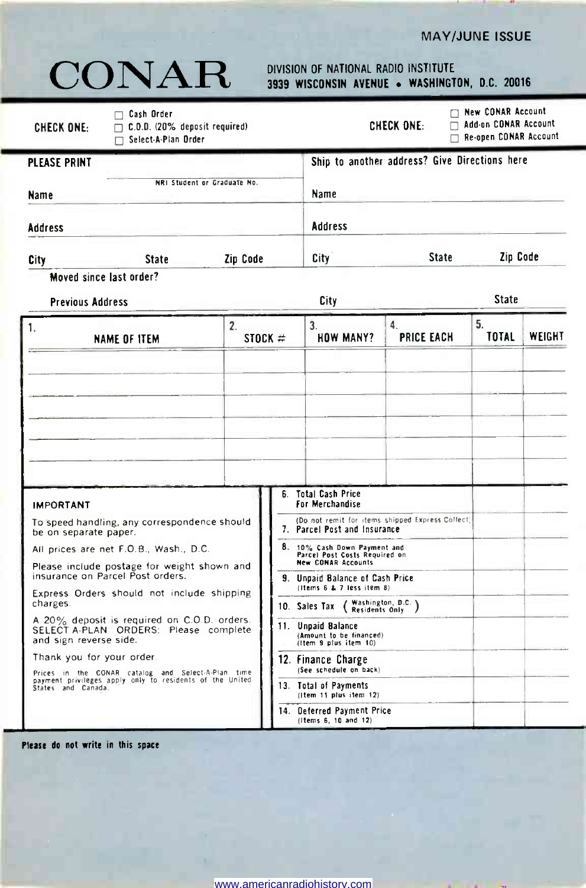MAY/JUNE ISSUE

# CONAR

DIVISION OF NATIONAL RADIO INSTITUTE
3939 WISCONSIN AVENUE • WASHINGTON, D.C. 20016

CHECK ONE:
- ☐ Cash Order
- ☐ C.O.D. (20% deposit required)
- ☐ Select-A-Plan Order

CHECK ONE:
- ☐ New CONAR Account
- ☐ Add-on CONAR Account
- ☐ Re-open CONAR Account

PLEASE PRINT

NRI Student or Graduate No.

Name

Address

City State Zip Code

Moved since last order?

Ship to another address? Give Directions here

Name

Address

City State Zip Code

Previous Address City State

| 1. NAME OF ITEM | 2. STOCK # | 3. HOW MANY? | 4. PRICE EACH | 5. TOTAL | WEIGHT |
|---|---|---|---|---|---|
| | | | | | |
| | | | | | |
| | | | | | |
| | | | | | |
| | | | | | |
| | | | | | |

**IMPORTANT**

To speed handling, any correspondence should be on separate paper.

All prices are net F.O.B., Wash., D.C.

Please include postage for weight shown and insurance on Parcel Post orders.

Express Orders should not include shipping charges.

A 20% deposit is required on C.O.D. orders. SELECT-A-PLAN ORDERS: Please complete and sign reverse side.

Thank you for your order.

Prices in the CONAR catalog and Select-A-Plan time payment privileges apply only to residents of the United States and Canada.

| | | |
|---|---|---|
| 6. Total Cash Price For Merchandise | | |
| 7. Parcel Post and Insurance (Do not remit for items shipped Express Collect) | | |
| 8. 10% Cash Down Payment and Parcel Post Costs Required on New CONAR Accounts | | |
| 9. Unpaid Balance of Cash Price (Items 6 & 7 less item 8) | | |
| 10. Sales Tax (Washington, D.C. Residents Only) | | |
| 11. Unpaid Balance (Amount to be financed) (Item 9 plus item 10) | | |
| 12. Finance Charge (See schedule on back) | | |
| 13. Total of Payments (Item 11 plus item 12) | | |
| 14. Deferred Payment Price (Items 6, 10 and 12) | | |

Please do not write in this space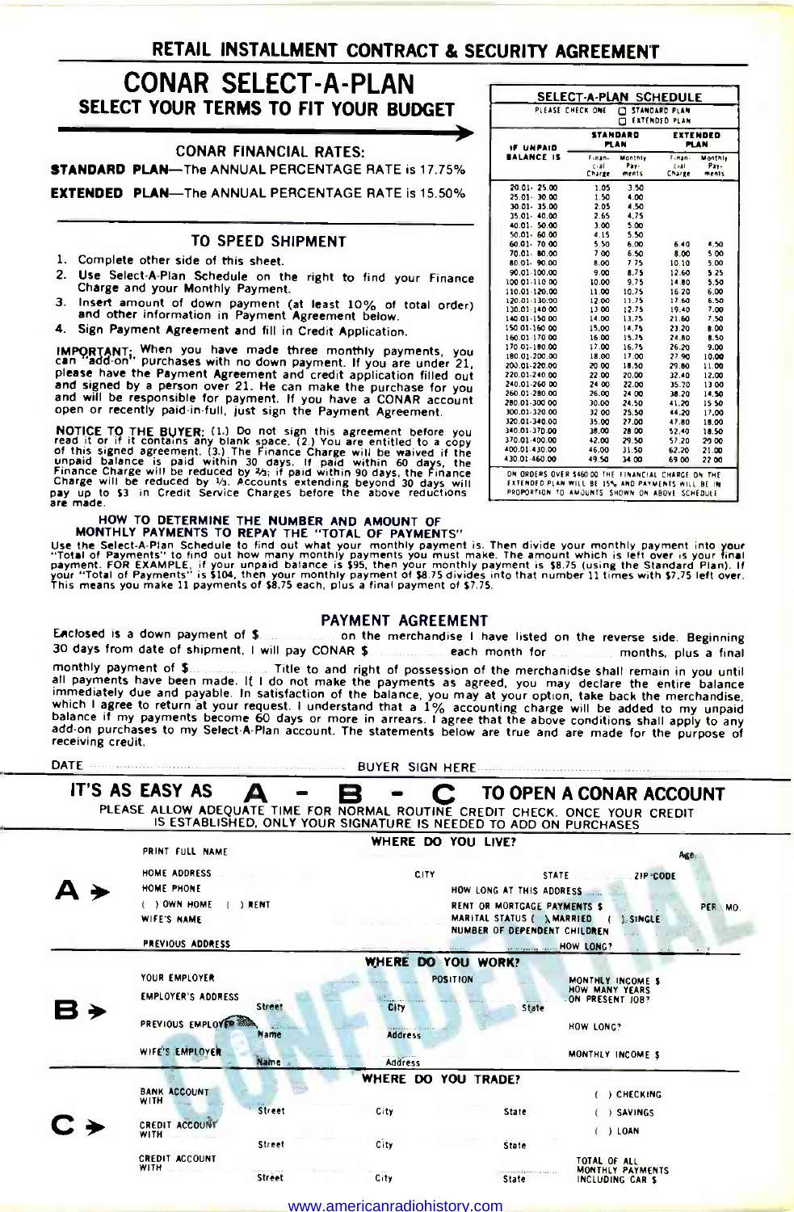# RETAIL INSTALLMENT CONTRACT & SECURITY AGREEMENT

## CONAR SELECT-A-PLAN

### SELECT YOUR TERMS TO FIT YOUR BUDGET

**CONAR FINANCIAL RATES:**

**STANDARD PLAN**—The ANNUAL PERCENTAGE RATE is 17.75%

**EXTENDED PLAN**—The ANNUAL PERCENTAGE RATE is 15.50%

### TO SPEED SHIPMENT

1. Complete other side of this sheet.
2. Use Select-A-Plan Schedule on the right to find your Finance Charge and your Monthly Payment.
3. Insert amount of down payment (at least 10% of total order) and other information in Payment Agreement below.
4. Sign Payment Agreement and fill in Credit Application.

**IMPORTANT:** When you have made three monthly payments, you can "add-on" purchases with no down payment. If you are under 21, please have the Payment Agreement and credit application filled out and signed by a person over 21. He can make the purchase for you and will be responsible for payment. If you have a CONAR account open or recently paid-in-full, just sign the Payment Agreement.

**NOTICE TO THE BUYER:** (1.) Do not sign this agreement before you read it or if it contains any blank space. (2.) You are entitled to a copy of this signed agreement. (3.) The Finance Charge will be waived if the unpaid balance is paid within 30 days. If paid within 60 days, the Finance Charge will be reduced by 2/3; if paid within 90 days, the Finance Charge will be reduced by 1/3. Accounts extending beyond 30 days will pay up to $3 in Credit Service Charges before the above reductions are made.

### SELECT-A-PLAN SCHEDULE

PLEASE CHECK ONE ☐ STANDARD PLAN ☐ EXTENDED PLAN

| IF UNPAID BALANCE IS | STANDARD PLAN Financial Charge | STANDARD PLAN Monthly Payments | EXTENDED PLAN Financial Charge | EXTENDED PLAN Monthly Payments |
|---|---|---|---|---|
| 20.01- 25.00 | 1.05 | 3.50 | | |
| 25.01- 30.00 | 1.50 | 4.00 | | |
| 30.01- 35.00 | 2.05 | 4.50 | | |
| 35.01- 40.00 | 2.65 | 4.75 | | |
| 40.01- 50.00 | 3.00 | 5.00 | | |
| 50.01- 60.00 | 4.15 | 5.50 | | |
| 60.01- 70.00 | 5.50 | 6.00 | 6.40 | 4.50 |
| 70.01- 80.00 | 7.00 | 6.50 | 8.00 | 5.00 |
| 80.01- 90.00 | 8.00 | 7.75 | 10.10 | 5.00 |
| 90.01-100.00 | 9.00 | 8.75 | 12.60 | 5.25 |
| 100.01-110.00 | 10.00 | 9.75 | 14.80 | 5.50 |
| 110.01-120.00 | 11.00 | 10.75 | 16.20 | 6.00 |
| 120.01-130.00 | 12.00 | 11.75 | 17.60 | 6.50 |
| 130.01-140.00 | 13.00 | 12.75 | 19.40 | 7.00 |
| 140.01-150.00 | 14.00 | 13.75 | 21.60 | 7.50 |
| 150.01-160.00 | 15.00 | 14.75 | 23.20 | 8.00 |
| 160.01-170.00 | 16.00 | 15.75 | 24.80 | 8.50 |
| 170.01-180.00 | 17.00 | 16.75 | 26.20 | 9.00 |
| 180.01-200.00 | 18.00 | 17.00 | 27.90 | 10.00 |
| 200.01-220.00 | 20.00 | 18.50 | 29.80 | 11.00 |
| 220.01-240.00 | 22.00 | 20.00 | 32.40 | 12.00 |
| 240.01-260.00 | 24.00 | 22.00 | 35.20 | 13.00 |
| 260.01-280.00 | 26.00 | 24.00 | 38.20 | 14.50 |
| 280.01-300.00 | 30.00 | 24.50 | 41.20 | 15.50 |
| 300.01-320.00 | 32.00 | 25.50 | 44.20 | 17.00 |
| 320.01-340.00 | 35.00 | 27.00 | 47.80 | 18.00 |
| 340.01-370.00 | 38.00 | 28.00 | 52.40 | 18.50 |
| 370.01-400.00 | 42.00 | 29.50 | 57.20 | 20.00 |
| 400.01-430.00 | 46.00 | 31.50 | 62.20 | 21.00 |
| 430.01-460.00 | 49.50 | 34.00 | 69.00 | 22.00 |

ON ORDERS OVER $460.00 THE FINANCIAL CHARGE ON THE EXTENDED PLAN WILL BE 15% AND PAYMENTS WILL BE IN PROPORTION TO AMOUNTS SHOWN ON ABOVE SCHEDULE

### HOW TO DETERMINE THE NUMBER AND AMOUNT OF MONTHLY PAYMENTS TO REPAY THE "TOTAL OF PAYMENTS"

Use the Select-A-Plan Schedule to find out what your monthly payment is. Then divide your monthly payment into your "Total of Payments" to find out how many monthly payments you must make. The amount which is left over is your final payment. FOR EXAMPLE, if your unpaid balance is $95, then your monthly payment is $8.75 (using the Standard Plan). If your "Total of Payments" is $104, then your monthly payment of $8.75 divides into that number 11 times with $7.75 left over. This means you make 11 payments of $8.75 each, plus a final payment of $7.75.

### PAYMENT AGREEMENT

Enclosed is a down payment of $............ on the merchandise I have listed on the reverse side. Beginning 30 days from date of shipment, I will pay CONAR $............ each month for ............ months, plus a final monthly payment of $............ Title to and right of possession of the merchandise shall remain in you until all payments have been made. If I do not make the payments as agreed, you may declare the entire balance immediately due and payable. In satisfaction of the balance, you may at your option, take back the merchandise, which I agree to return at your request. I understand that a 1% accounting charge will be added to my unpaid balance if my payments become 60 days or more in arrears. I agree that the above conditions shall apply to any add-on purchases to my Select-A-Plan account. The statements below are true and are made for the purpose of receiving credit.

DATE ............ BUYER SIGN HERE ............

## IT'S AS EASY AS A - B - C TO OPEN A CONAR ACCOUNT

PLEASE ALLOW ADEQUATE TIME FOR NORMAL ROUTINE CREDIT CHECK. ONCE YOUR CREDIT IS ESTABLISHED, ONLY YOUR SIGNATURE IS NEEDED TO ADD ON PURCHASES

### A → WHERE DO YOU LIVE?

PRINT FULL NAME ............ Age ............

HOME ADDRESS ............ CITY ............ STATE ............ ZIP CODE ............

HOME PHONE ............ HOW LONG AT THIS ADDRESS ............

( ) OWN HOME ( ) RENT ............ RENT OR MORTGAGE PAYMENTS $ ............ PER MO.

WIFE'S NAME ............ MARITAL STATUS ( ) MARRIED ( ) SINGLE

NUMBER OF DEPENDENT CHILDREN ............

PREVIOUS ADDRESS ............ HOW LONG? ............

### B → WHERE DO YOU WORK?

YOUR EMPLOYER ............ POSITION ............ MONTHLY INCOME $ ............

EMPLOYER'S ADDRESS ............ Street ............ City ............ State ............ HOW MANY YEARS ON PRESENT JOB? ............

PREVIOUS EMPLOYER ............ Name ............ Address ............ HOW LONG? ............

WIFE'S EMPLOYER ............ Name ............ Address ............ MONTHLY INCOME $ ............

### C → WHERE DO YOU TRADE?

BANK ACCOUNT WITH ............ Street ............ City ............ State ............ ( ) CHECKING ( ) SAVINGS ( ) LOAN

CREDIT ACCOUNT WITH ............ Street ............ City ............ State ............

CREDIT ACCOUNT WITH ............ Street ............ City ............ State ............ TOTAL OF ALL MONTHLY PAYMENTS INCLUDING CAR $ ............

CONFIDENTIAL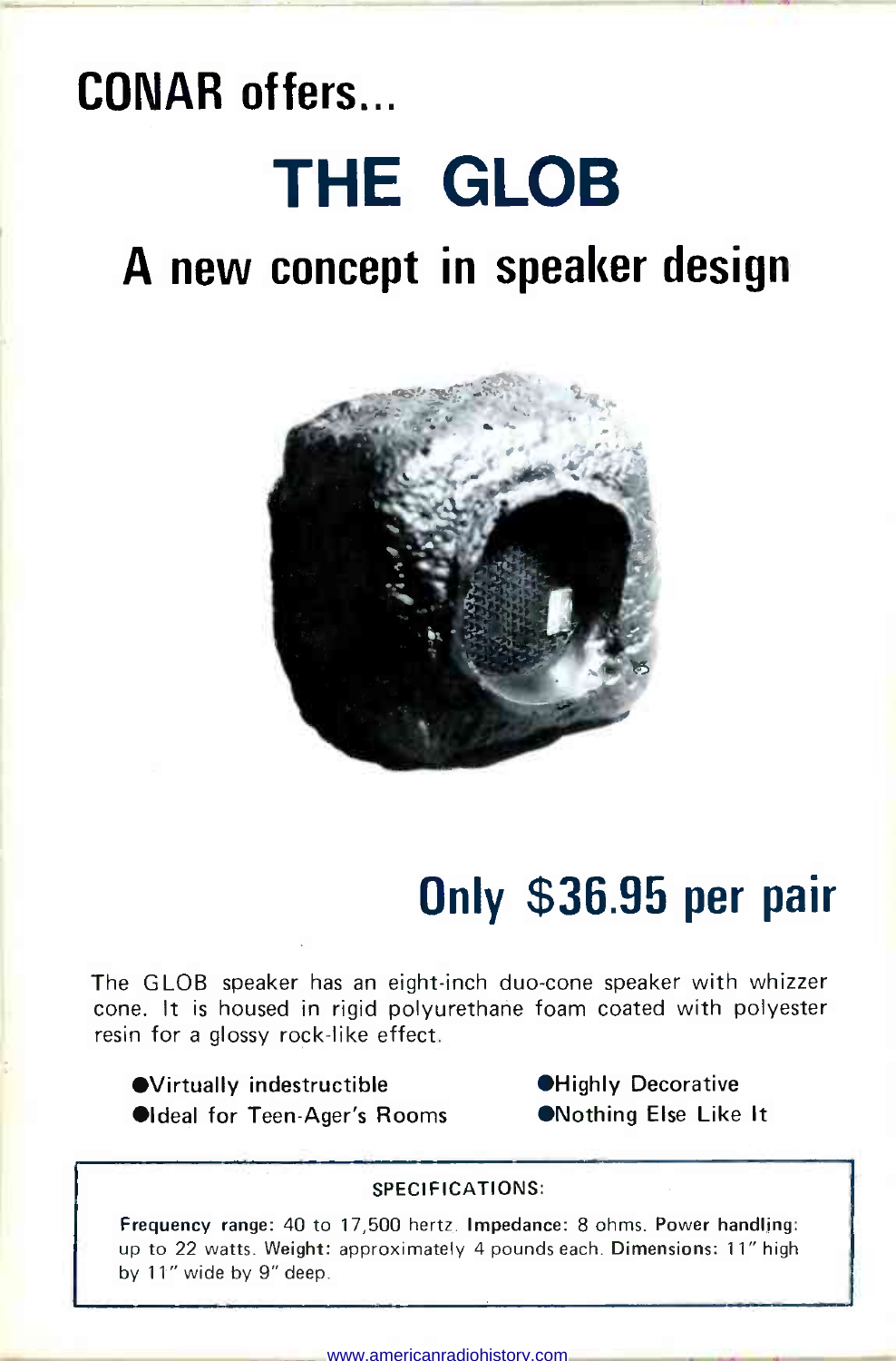## CONAR offers...

# THE GLOB

## A new concept in speaker design

## Only $36.95 per pair

The GLOB speaker has an eight-inch duo-cone speaker with whizzer cone. It is housed in rigid polyurethane foam coated with polyester resin for a glossy rock-like effect.

- Virtually indestructible
- Ideal for Teen-Ager's Rooms
- Highly Decorative
- Nothing Else Like It

**SPECIFICATIONS:**

**Frequency range:** 40 to 17,500 hertz. **Impedance:** 8 ohms. **Power handling:** up to 22 watts. **Weight:** approximately 4 pounds each. **Dimensions:** 11" high by 11" wide by 9" deep.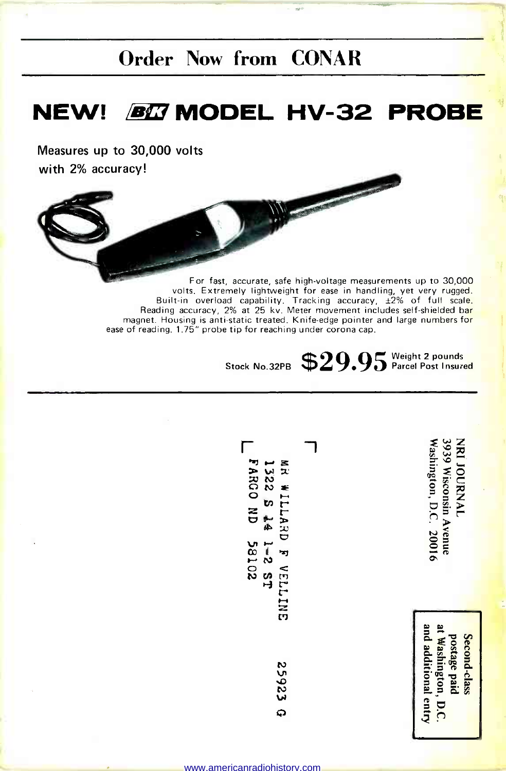## Order Now from CONAR

# NEW! B&K MODEL HV-32 PROBE

Measures up to 30,000 volts with 2% accuracy!

For fast, accurate, safe high-voltage measurements up to 30,000 volts. Extremely lightweight for ease in handling, yet very rugged. Built-in overload capability. Tracking accuracy, ±2% of full scale. Reading accuracy, 2% at 25 kv. Meter movement includes self-shielded bar magnet. Housing is anti-static treated. Knife-edge pointer and large numbers for ease of reading. 1.75" probe tip for reaching under corona cap.

Stock No.32PB **$29.95** Weight 2 pounds Parcel Post Insured

NRI JOURNAL
3939 Wisconsin Avenue
Washington, D.C. 20016

MR WILLARD F VELLINE 25923 G
1322 S 14 1-2 ST
FARGO ND 58102

Second-class postage paid at Washington, D.C. and additional entry